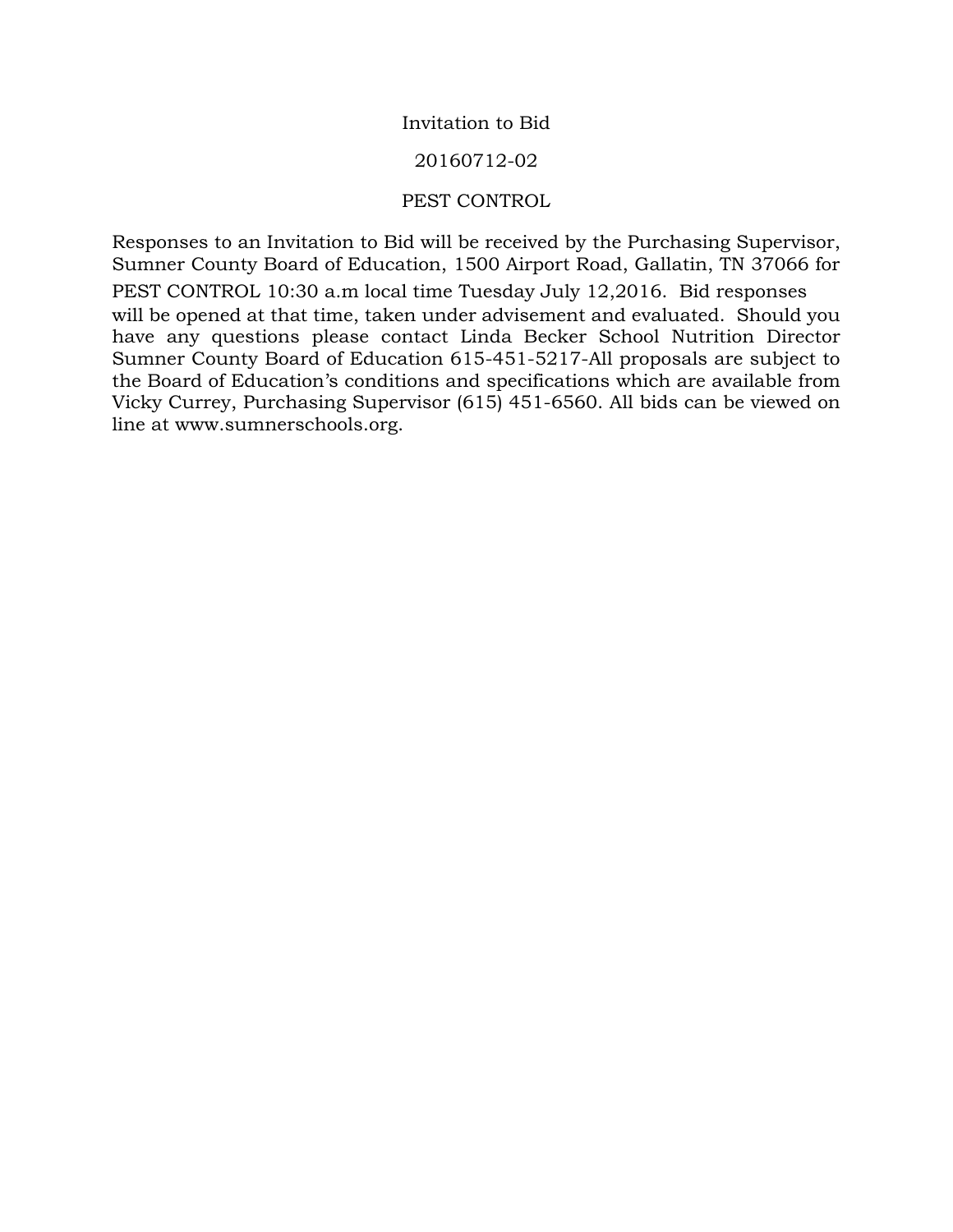# Invitation to Bid

## 20160712-02

## PEST CONTROL

Responses to an Invitation to Bid will be received by the Purchasing Supervisor, Sumner County Board of Education, 1500 Airport Road, Gallatin, TN 37066 for PEST CONTROL 10:30 a.m local time Tuesday July 12,2016. Bid responses will be opened at that time, taken under advisement and evaluated. Should you have any questions please contact Linda Becker School Nutrition Director Sumner County Board of Education 615-451-5217-All proposals are subject to the Board of Education's conditions and specifications which are available from Vicky Currey, Purchasing Supervisor (615) 451-6560. All bids can be viewed on line at www.sumnerschools.org.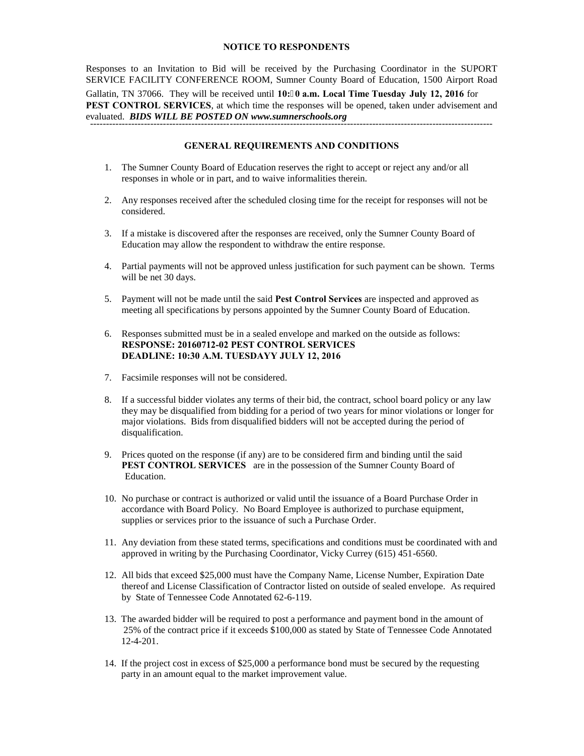**NOTICE TO RESPONDENTS**

Responses to an Invitation to Bid will be received by the Purchasing Coordinator in the SUPORT SERVICE FACILITY CONFERENCE ROOM, Sumner County Board of Education, 1500 Airport Road Gallatin, TN 37066. They will be received until **10:0 a.m. Local Time Tuesday July 12, 2016** for **PEST CONTROL SERVICES**, at which time the responses will be opened, taken under advisement and evaluated. ***BIDS WILL BE POSTED ON www.sumnerschools.org***

---

**GENERAL REQUIREMENTS AND CONDITIONS**

1. The Sumner County Board of Education reserves the right to accept or reject any and/or all responses in whole or in part, and to waive informalities therein.

2. Any responses received after the scheduled closing time for the receipt for responses will not be considered.

3. If a mistake is discovered after the responses are received, only the Sumner County Board of Education may allow the respondent to withdraw the entire response.

4. Partial payments will not be approved unless justification for such payment can be shown. Terms will be net 30 days.

5. Payment will not be made until the said **Pest Control Services** are inspected and approved as meeting all specifications by persons appointed by the Sumner County Board of Education.

6. Responses submitted must be in a sealed envelope and marked on the outside as follows:
   **RESPONSE: 20160712-02 PEST CONTROL SERVICES**
   **DEADLINE: 10:30 A.M. TUESDAYY JULY 12, 2016**

7. Facsimile responses will not be considered.

8. If a successful bidder violates any terms of their bid, the contract, school board policy or any law they may be disqualified from bidding for a period of two years for minor violations or longer for major violations. Bids from disqualified bidders will not be accepted during the period of disqualification.

9. Prices quoted on the response (if any) are to be considered firm and binding until the said **PEST CONTROL SERVICES** are in the possession of the Sumner County Board of Education.

10. No purchase or contract is authorized or valid until the issuance of a Board Purchase Order in accordance with Board Policy. No Board Employee is authorized to purchase equipment, supplies or services prior to the issuance of such a Purchase Order.

11. Any deviation from these stated terms, specifications and conditions must be coordinated with and approved in writing by the Purchasing Coordinator, Vicky Currey (615) 451-6560.

12. All bids that exceed $25,000 must have the Company Name, License Number, Expiration Date thereof and License Classification of Contractor listed on outside of sealed envelope. As required by State of Tennessee Code Annotated 62-6-119.

13. The awarded bidder will be required to post a performance and payment bond in the amount of 25% of the contract price if it exceeds $100,000 as stated by State of Tennessee Code Annotated 12-4-201.

14. If the project cost in excess of $25,000 a performance bond must be secured by the requesting party in an amount equal to the market improvement value.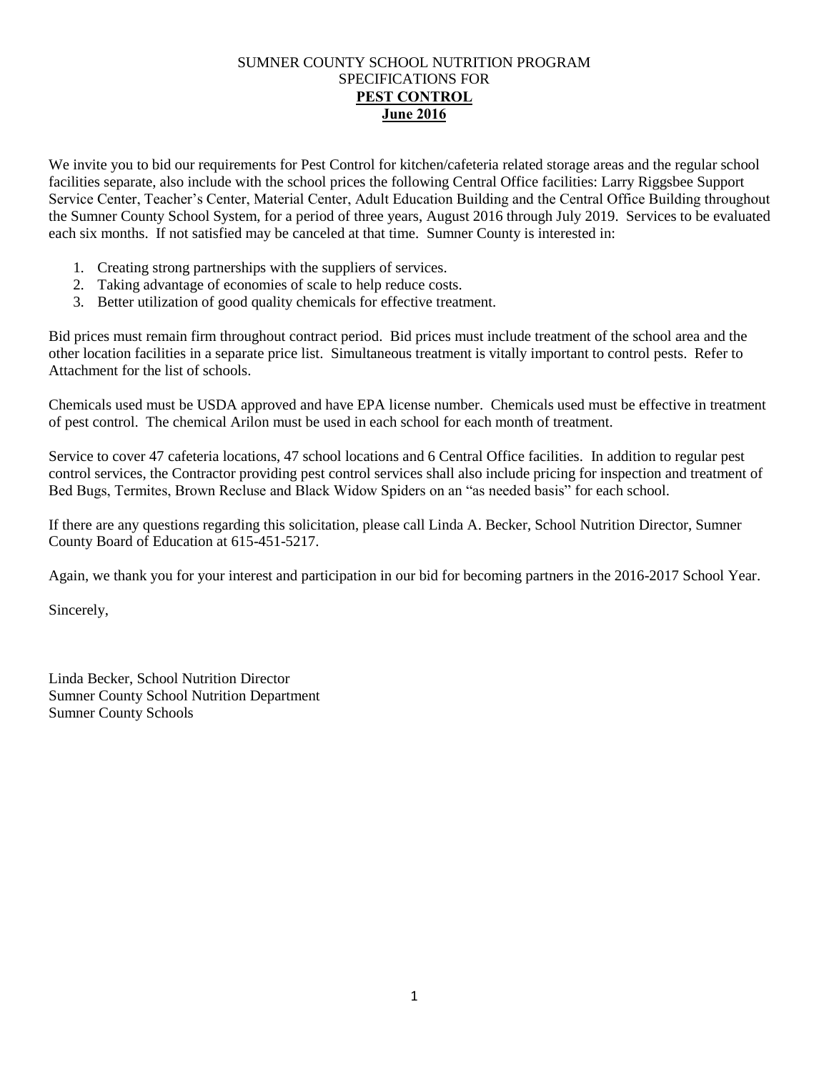# SUMNER COUNTY SCHOOL NUTRITION PROGRAM
## SPECIFICATIONS FOR
## **PEST CONTROL**
## **June 2016**

We invite you to bid our requirements for Pest Control for kitchen/cafeteria related storage areas and the regular school facilities separate, also include with the school prices the following Central Office facilities: Larry Riggsbee Support Service Center, Teacher's Center, Material Center, Adult Education Building and the Central Office Building throughout the Sumner County School System, for a period of three years, August 2016 through July 2019. Services to be evaluated each six months. If not satisfied may be canceled at that time. Sumner County is interested in:

1. Creating strong partnerships with the suppliers of services.
2. Taking advantage of economies of scale to help reduce costs.
3. Better utilization of good quality chemicals for effective treatment.

Bid prices must remain firm throughout contract period. Bid prices must include treatment of the school area and the other location facilities in a separate price list. Simultaneous treatment is vitally important to control pests. Refer to Attachment for the list of schools.

Chemicals used must be USDA approved and have EPA license number. Chemicals used must be effective in treatment of pest control. The chemical Arilon must be used in each school for each month of treatment.

Service to cover 47 cafeteria locations, 47 school locations and 6 Central Office facilities. In addition to regular pest control services, the Contractor providing pest control services shall also include pricing for inspection and treatment of Bed Bugs, Termites, Brown Recluse and Black Widow Spiders on an "as needed basis" for each school.

If there are any questions regarding this solicitation, please call Linda A. Becker, School Nutrition Director, Sumner County Board of Education at 615-451-5217.

Again, we thank you for your interest and participation in our bid for becoming partners in the 2016-2017 School Year.

Sincerely,

Linda Becker, School Nutrition Director
Sumner County School Nutrition Department
Sumner County Schools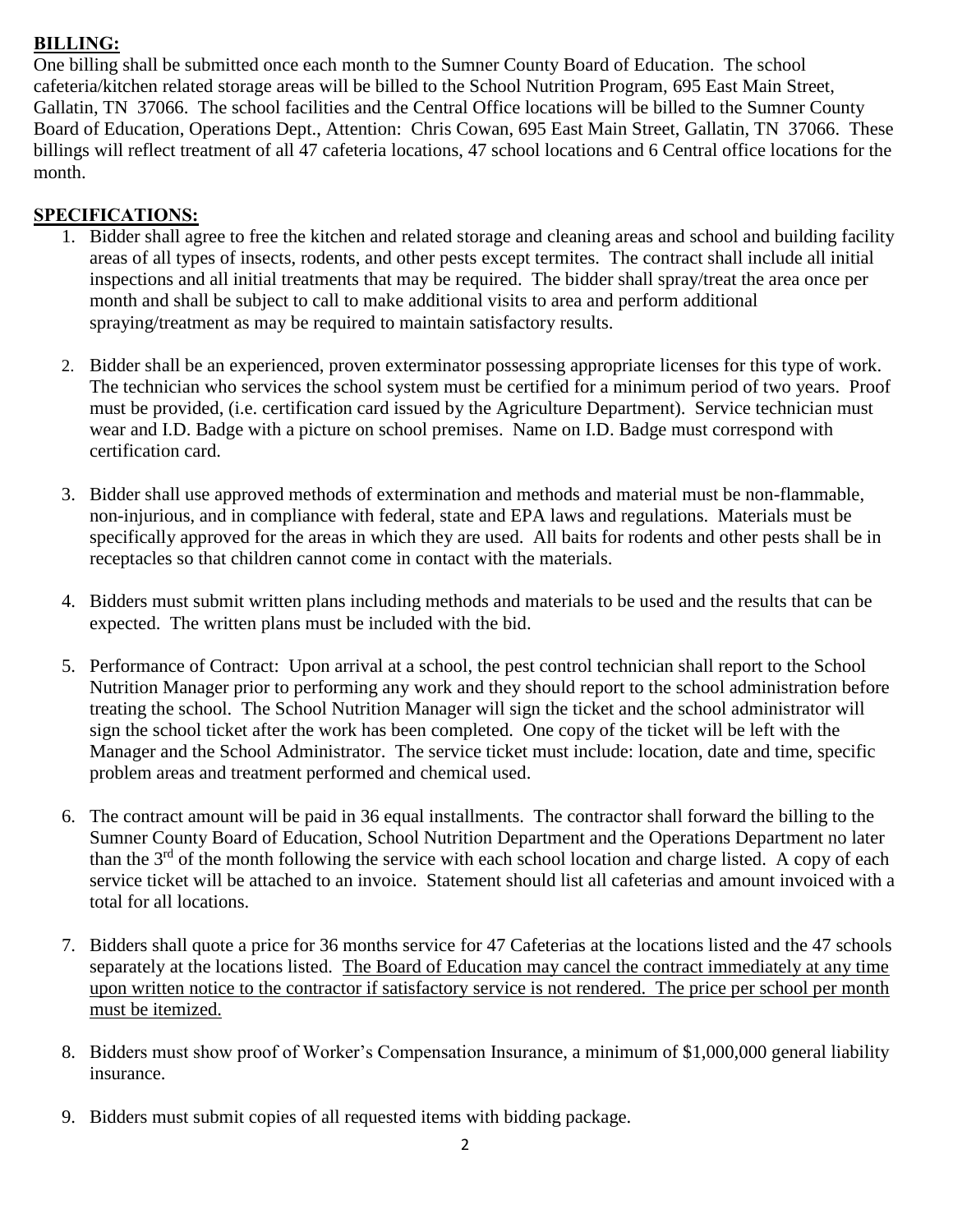## BILLING:

One billing shall be submitted once each month to the Sumner County Board of Education. The school cafeteria/kitchen related storage areas will be billed to the School Nutrition Program, 695 East Main Street, Gallatin, TN 37066. The school facilities and the Central Office locations will be billed to the Sumner County Board of Education, Operations Dept., Attention: Chris Cowan, 695 East Main Street, Gallatin, TN 37066. These billings will reflect treatment of all 47 cafeteria locations, 47 school locations and 6 Central office locations for the month.

## SPECIFICATIONS:

1. Bidder shall agree to free the kitchen and related storage and cleaning areas and school and building facility areas of all types of insects, rodents, and other pests except termites. The contract shall include all initial inspections and all initial treatments that may be required. The bidder shall spray/treat the area once per month and shall be subject to call to make additional visits to area and perform additional spraying/treatment as may be required to maintain satisfactory results.

2. Bidder shall be an experienced, proven exterminator possessing appropriate licenses for this type of work. The technician who services the school system must be certified for a minimum period of two years. Proof must be provided, (i.e. certification card issued by the Agriculture Department). Service technician must wear and I.D. Badge with a picture on school premises. Name on I.D. Badge must correspond with certification card.

3. Bidder shall use approved methods of extermination and methods and material must be non-flammable, non-injurious, and in compliance with federal, state and EPA laws and regulations. Materials must be specifically approved for the areas in which they are used. All baits for rodents and other pests shall be in receptacles so that children cannot come in contact with the materials.

4. Bidders must submit written plans including methods and materials to be used and the results that can be expected. The written plans must be included with the bid.

5. Performance of Contract: Upon arrival at a school, the pest control technician shall report to the School Nutrition Manager prior to performing any work and they should report to the school administration before treating the school. The School Nutrition Manager will sign the ticket and the school administrator will sign the school ticket after the work has been completed. One copy of the ticket will be left with the Manager and the School Administrator. The service ticket must include: location, date and time, specific problem areas and treatment performed and chemical used.

6. The contract amount will be paid in 36 equal installments. The contractor shall forward the billing to the Sumner County Board of Education, School Nutrition Department and the Operations Department no later than the 3rd of the month following the service with each school location and charge listed. A copy of each service ticket will be attached to an invoice. Statement should list all cafeterias and amount invoiced with a total for all locations.

7. Bidders shall quote a price for 36 months service for 47 Cafeterias at the locations listed and the 47 schools separately at the locations listed. The Board of Education may cancel the contract immediately at any time upon written notice to the contractor if satisfactory service is not rendered. The price per school per month must be itemized.

8. Bidders must show proof of Worker's Compensation Insurance, a minimum of $1,000,000 general liability insurance.

9. Bidders must submit copies of all requested items with bidding package.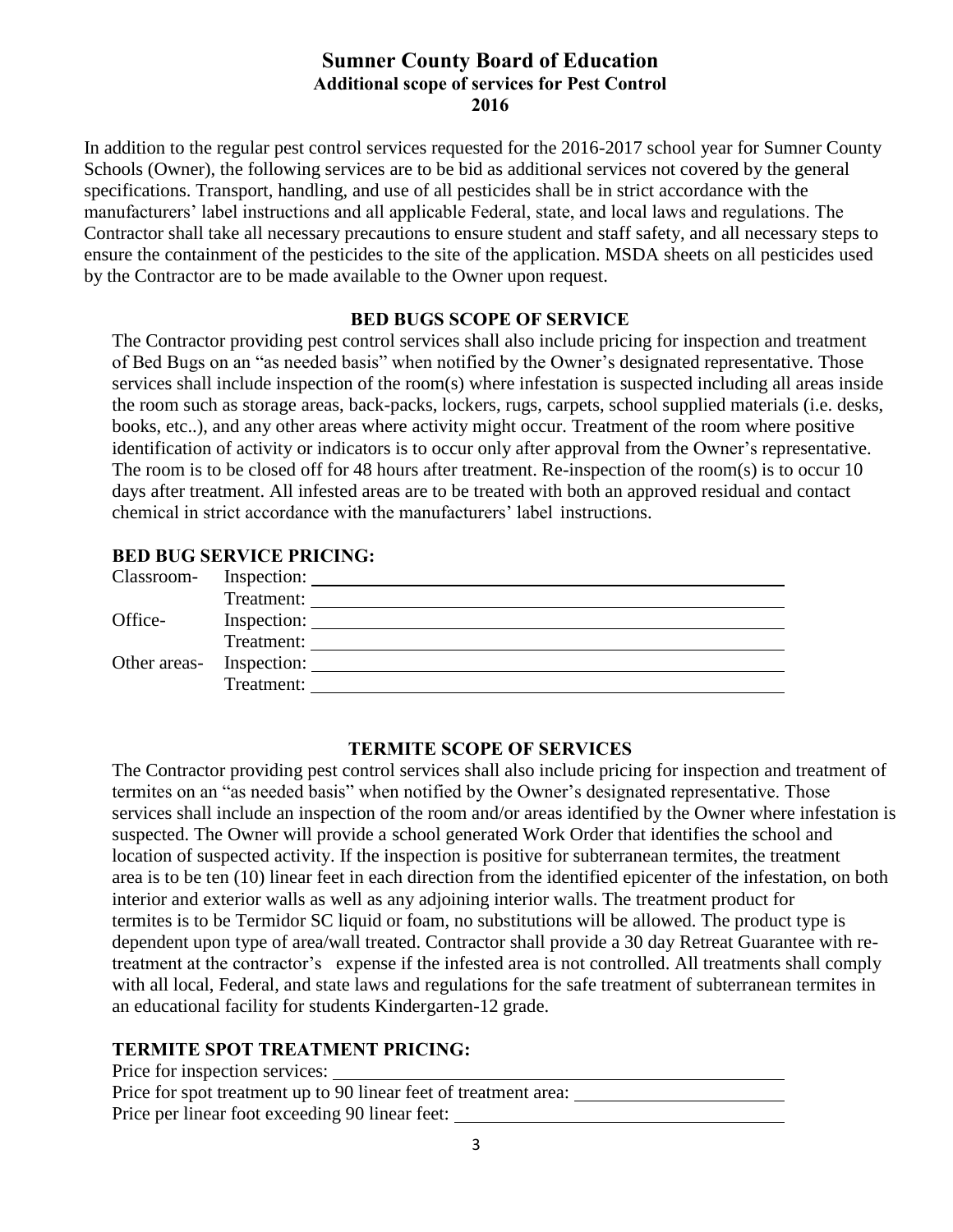# Sumner County Board of Education

### Additional scope of services for Pest Control

### 2016

In addition to the regular pest control services requested for the 2016-2017 school year for Sumner County Schools (Owner), the following services are to be bid as additional services not covered by the general specifications. Transport, handling, and use of all pesticides shall be in strict accordance with the manufacturers' label instructions and all applicable Federal, state, and local laws and regulations. The Contractor shall take all necessary precautions to ensure student and staff safety, and all necessary steps to ensure the containment of the pesticides to the site of the application. MSDA sheets on all pesticides used by the Contractor are to be made available to the Owner upon request.

## BED BUGS SCOPE OF SERVICE

The Contractor providing pest control services shall also include pricing for inspection and treatment of Bed Bugs on an "as needed basis" when notified by the Owner's designated representative. Those services shall include inspection of the room(s) where infestation is suspected including all areas inside the room such as storage areas, back-packs, lockers, rugs, carpets, school supplied materials (i.e. desks, books, etc..), and any other areas where activity might occur. Treatment of the room where positive identification of activity or indicators is to occur only after approval from the Owner's representative. The room is to be closed off for 48 hours after treatment. Re-inspection of the room(s) is to occur 10 days after treatment. All infested areas are to be treated with both an approved residual and contact chemical in strict accordance with the manufacturers' label instructions.

**BED BUG SERVICE PRICING:**

Classroom- Inspection: ______________________________

Treatment: ______________________________

Office- Inspection: ______________________________

Treatment: ______________________________

Other areas- Inspection: ______________________________

Treatment: ______________________________

## TERMITE SCOPE OF SERVICES

The Contractor providing pest control services shall also include pricing for inspection and treatment of termites on an "as needed basis" when notified by the Owner's designated representative. Those services shall include an inspection of the room and/or areas identified by the Owner where infestation is suspected. The Owner will provide a school generated Work Order that identifies the school and location of suspected activity. If the inspection is positive for subterranean termites, the treatment area is to be ten (10) linear feet in each direction from the identified epicenter of the infestation, on both interior and exterior walls as well as any adjoining interior walls. The treatment product for termites is to be Termidor SC liquid or foam, no substitutions will be allowed. The product type is dependent upon type of area/wall treated. Contractor shall provide a 30 day Retreat Guarantee with re-treatment at the contractor's expense if the infested area is not controlled. All treatments shall comply with all local, Federal, and state laws and regulations for the safe treatment of subterranean termites in an educational facility for students Kindergarten-12 grade.

**TERMITE SPOT TREATMENT PRICING:**

Price for inspection services: ______________________________

Price for spot treatment up to 90 linear feet of treatment area: ______________________________

Price per linear foot exceeding 90 linear feet: ______________________________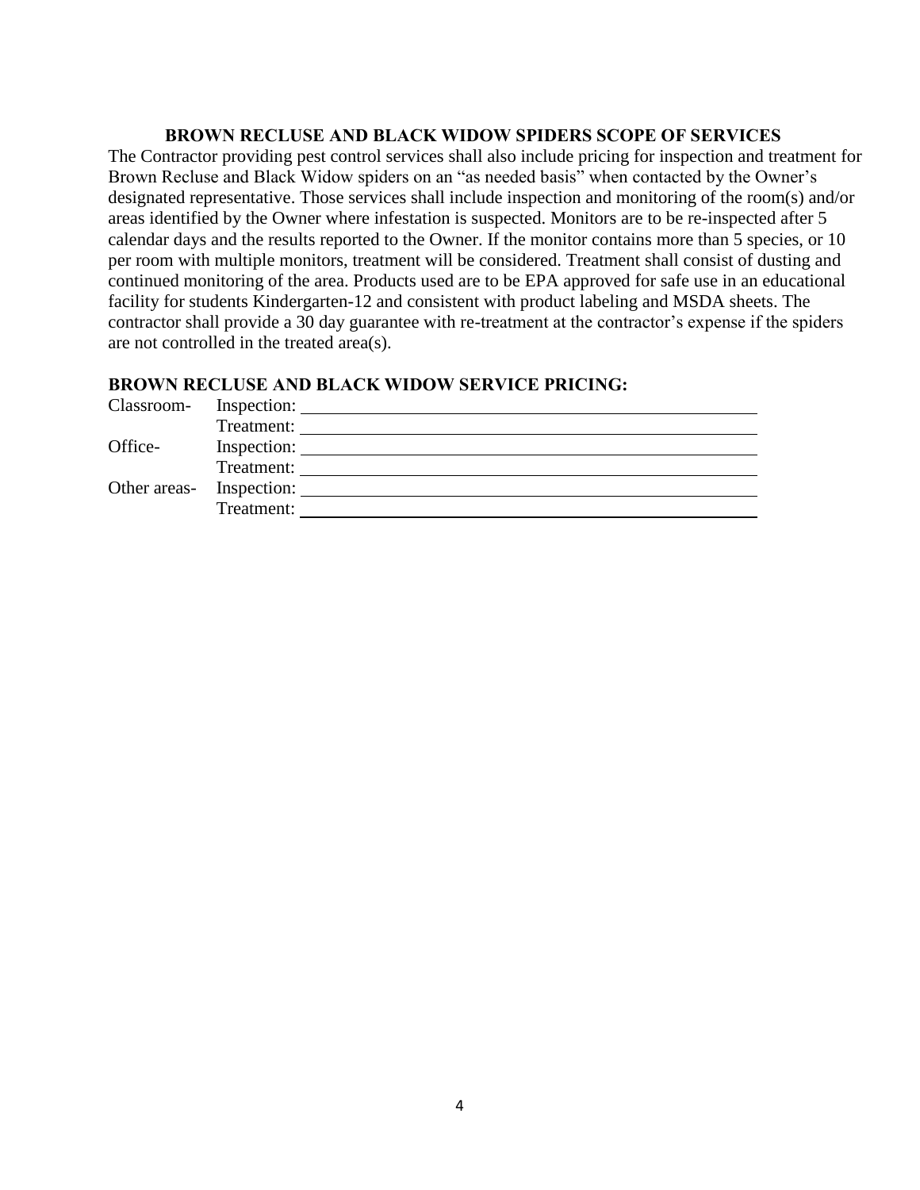## BROWN RECLUSE AND BLACK WIDOW SPIDERS SCOPE OF SERVICES

The Contractor providing pest control services shall also include pricing for inspection and treatment for Brown Recluse and Black Widow spiders on an "as needed basis" when contacted by the Owner's designated representative. Those services shall include inspection and monitoring of the room(s) and/or areas identified by the Owner where infestation is suspected. Monitors are to be re-inspected after 5 calendar days and the results reported to the Owner. If the monitor contains more than 5 species, or 10 per room with multiple monitors, treatment will be considered. Treatment shall consist of dusting and continued monitoring of the area. Products used are to be EPA approved for safe use in an educational facility for students Kindergarten-12 and consistent with product labeling and MSDA sheets. The contractor shall provide a 30 day guarantee with re-treatment at the contractor's expense if the spiders are not controlled in the treated area(s).

## BROWN RECLUSE AND BLACK WIDOW SERVICE PRICING:

Classroom- Inspection: ______________________________

Treatment: ______________________________

Office- Inspection: ______________________________

Treatment: ______________________________

Other areas- Inspection: ______________________________

Treatment: ______________________________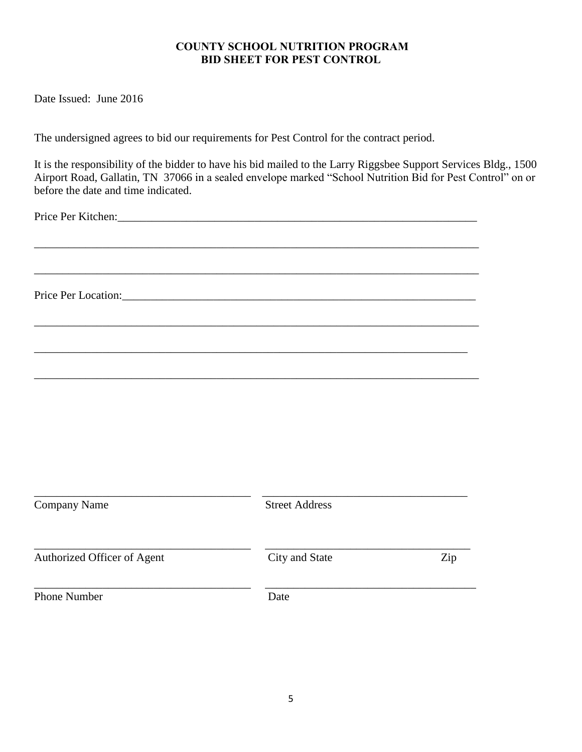**COUNTY SCHOOL NUTRITION PROGRAM**
**BID SHEET FOR PEST CONTROL**

Date Issued: June 2016

The undersigned agrees to bid our requirements for Pest Control for the contract period.

It is the responsibility of the bidder to have his bid mailed to the Larry Riggsbee Support Services Bldg., 1500 Airport Road, Gallatin, TN 37066 in a sealed envelope marked "School Nutrition Bid for Pest Control" on or before the date and time indicated.

Price Per Kitchen:_______________________________________________________________

_____________________________________________________________________________

_____________________________________________________________________________

Price Per Location:_______________________________________________________________

_____________________________________________________________________________

_____________________________________________________________________________

_____________________________________________________________________________

_____________________________________ _____________________________________
Company Name Street Address

_____________________________________ _____________________________________
Authorized Officer of Agent City and State Zip

_____________________________________ _____________________________________
Phone Number Date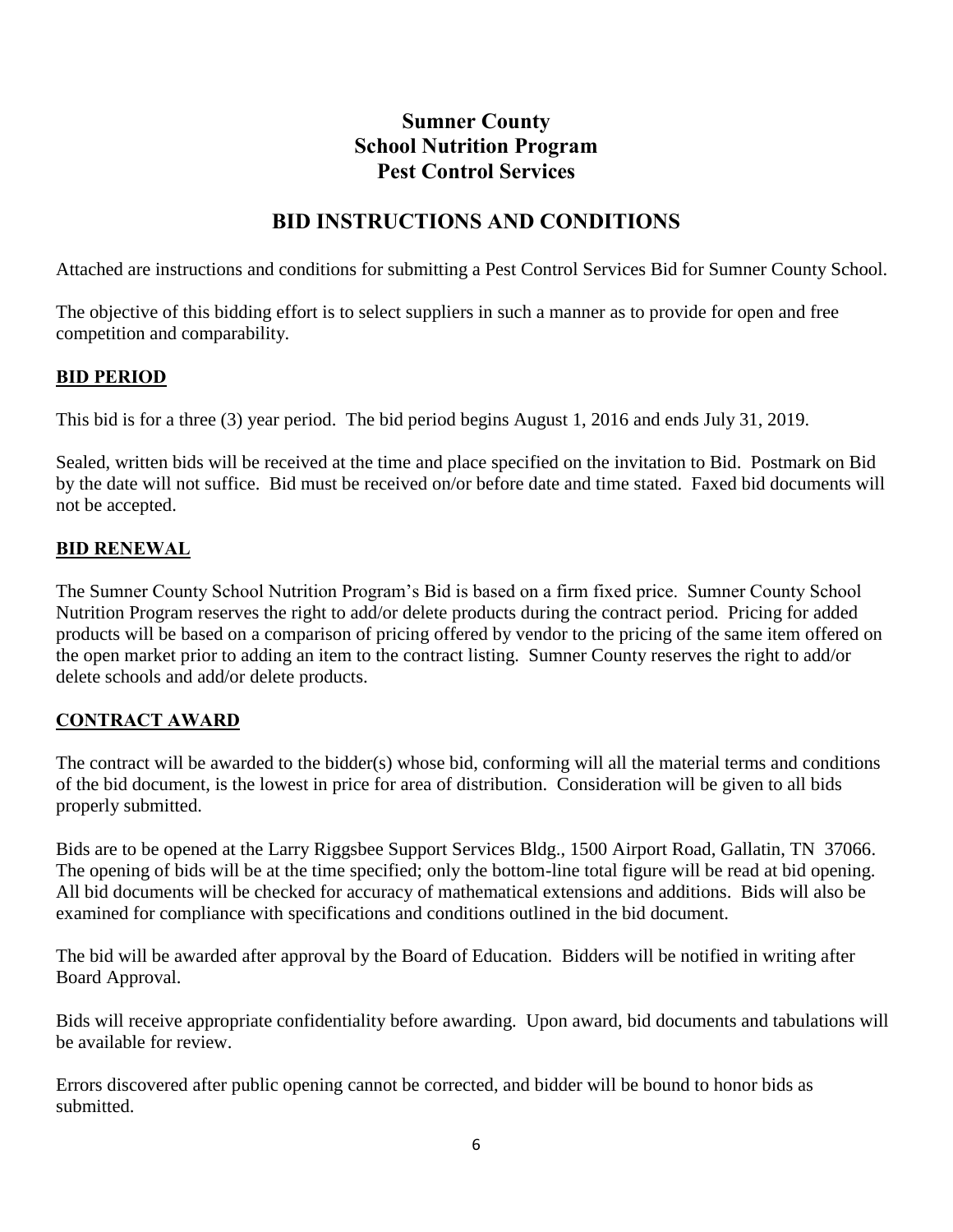# Sumner County
# School Nutrition Program
# Pest Control Services

## BID INSTRUCTIONS AND CONDITIONS

Attached are instructions and conditions for submitting a Pest Control Services Bid for Sumner County School.

The objective of this bidding effort is to select suppliers in such a manner as to provide for open and free competition and comparability.

### BID PERIOD

This bid is for a three (3) year period. The bid period begins August 1, 2016 and ends July 31, 2019.

Sealed, written bids will be received at the time and place specified on the invitation to Bid. Postmark on Bid by the date will not suffice. Bid must be received on/or before date and time stated. Faxed bid documents will not be accepted.

### BID RENEWAL

The Sumner County School Nutrition Program's Bid is based on a firm fixed price. Sumner County School Nutrition Program reserves the right to add/or delete products during the contract period. Pricing for added products will be based on a comparison of pricing offered by vendor to the pricing of the same item offered on the open market prior to adding an item to the contract listing. Sumner County reserves the right to add/or delete schools and add/or delete products.

### CONTRACT AWARD

The contract will be awarded to the bidder(s) whose bid, conforming will all the material terms and conditions of the bid document, is the lowest in price for area of distribution. Consideration will be given to all bids properly submitted.

Bids are to be opened at the Larry Riggsbee Support Services Bldg., 1500 Airport Road, Gallatin, TN 37066. The opening of bids will be at the time specified; only the bottom-line total figure will be read at bid opening. All bid documents will be checked for accuracy of mathematical extensions and additions. Bids will also be examined for compliance with specifications and conditions outlined in the bid document.

The bid will be awarded after approval by the Board of Education. Bidders will be notified in writing after Board Approval.

Bids will receive appropriate confidentiality before awarding. Upon award, bid documents and tabulations will be available for review.

Errors discovered after public opening cannot be corrected, and bidder will be bound to honor bids as submitted.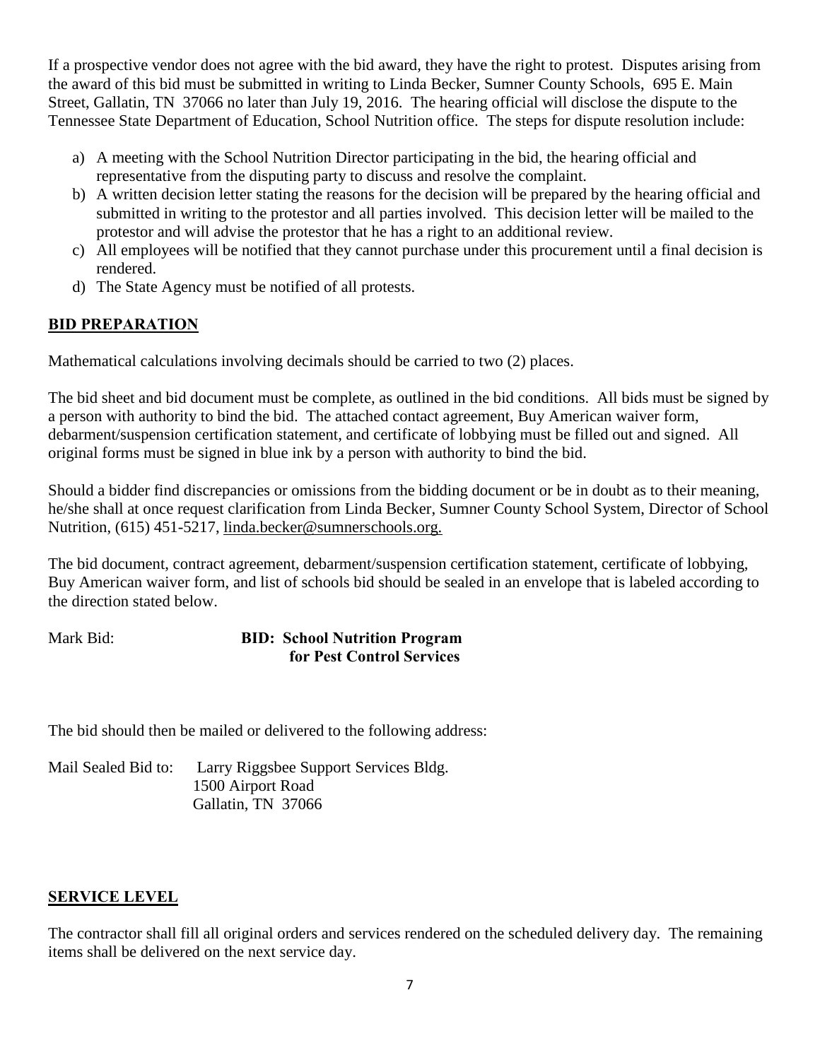If a prospective vendor does not agree with the bid award, they have the right to protest. Disputes arising from the award of this bid must be submitted in writing to Linda Becker, Sumner County Schools, 695 E. Main Street, Gallatin, TN 37066 no later than July 19, 2016. The hearing official will disclose the dispute to the Tennessee State Department of Education, School Nutrition office. The steps for dispute resolution include:

a) A meeting with the School Nutrition Director participating in the bid, the hearing official and representative from the disputing party to discuss and resolve the complaint.
b) A written decision letter stating the reasons for the decision will be prepared by the hearing official and submitted in writing to the protestor and all parties involved. This decision letter will be mailed to the protestor and will advise the protestor that he has a right to an additional review.
c) All employees will be notified that they cannot purchase under this procurement until a final decision is rendered.
d) The State Agency must be notified of all protests.

## BID PREPARATION

Mathematical calculations involving decimals should be carried to two (2) places.

The bid sheet and bid document must be complete, as outlined in the bid conditions. All bids must be signed by a person with authority to bind the bid. The attached contact agreement, Buy American waiver form, debarment/suspension certification statement, and certificate of lobbying must be filled out and signed. All original forms must be signed in blue ink by a person with authority to bind the bid.

Should a bidder find discrepancies or omissions from the bidding document or be in doubt as to their meaning, he/she shall at once request clarification from Linda Becker, Sumner County School System, Director of School Nutrition, (615) 451-5217, linda.becker@sumnerschools.org.

The bid document, contract agreement, debarment/suspension certification statement, certificate of lobbying, Buy American waiver form, and list of schools bid should be sealed in an envelope that is labeled according to the direction stated below.

Mark Bid: **BID: School Nutrition Program for Pest Control Services**

The bid should then be mailed or delivered to the following address:

Mail Sealed Bid to: Larry Riggsbee Support Services Bldg.
1500 Airport Road
Gallatin, TN 37066

## SERVICE LEVEL

The contractor shall fill all original orders and services rendered on the scheduled delivery day. The remaining items shall be delivered on the next service day.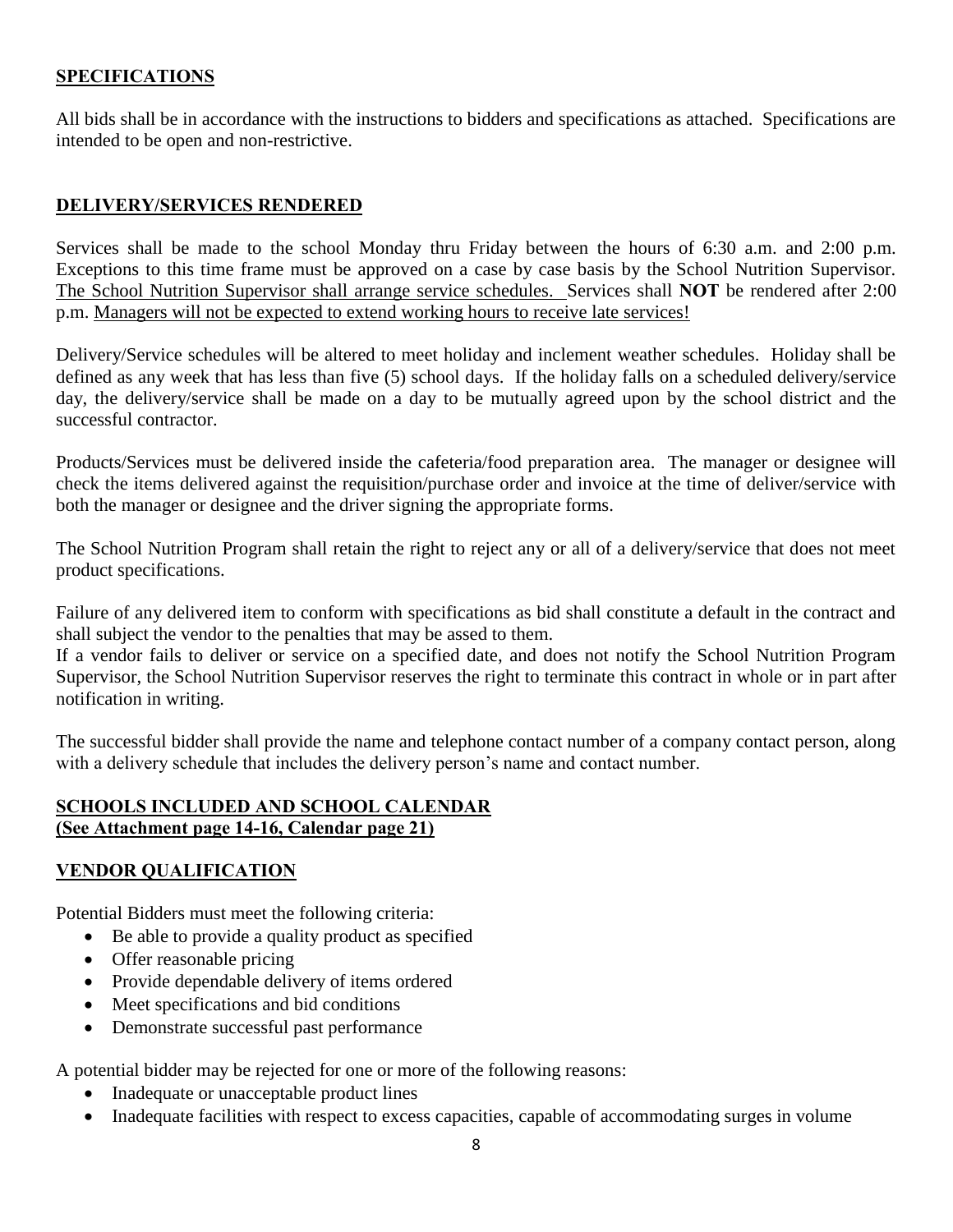## SPECIFICATIONS

All bids shall be in accordance with the instructions to bidders and specifications as attached. Specifications are intended to be open and non-restrictive.

## DELIVERY/SERVICES RENDERED

Services shall be made to the school Monday thru Friday between the hours of 6:30 a.m. and 2:00 p.m. Exceptions to this time frame must be approved on a case by case basis by the School Nutrition Supervisor. The School Nutrition Supervisor shall arrange service schedules. Services shall **NOT** be rendered after 2:00 p.m. Managers will not be expected to extend working hours to receive late services!

Delivery/Service schedules will be altered to meet holiday and inclement weather schedules. Holiday shall be defined as any week that has less than five (5) school days. If the holiday falls on a scheduled delivery/service day, the delivery/service shall be made on a day to be mutually agreed upon by the school district and the successful contractor.

Products/Services must be delivered inside the cafeteria/food preparation area. The manager or designee will check the items delivered against the requisition/purchase order and invoice at the time of deliver/service with both the manager or designee and the driver signing the appropriate forms.

The School Nutrition Program shall retain the right to reject any or all of a delivery/service that does not meet product specifications.

Failure of any delivered item to conform with specifications as bid shall constitute a default in the contract and shall subject the vendor to the penalties that may be assed to them.

If a vendor fails to deliver or service on a specified date, and does not notify the School Nutrition Program Supervisor, the School Nutrition Supervisor reserves the right to terminate this contract in whole or in part after notification in writing.

The successful bidder shall provide the name and telephone contact number of a company contact person, along with a delivery schedule that includes the delivery person's name and contact number.

## SCHOOLS INCLUDED AND SCHOOL CALENDAR (See Attachment page 14-16, Calendar page 21)

## VENDOR QUALIFICATION

Potential Bidders must meet the following criteria:

- Be able to provide a quality product as specified
- Offer reasonable pricing
- Provide dependable delivery of items ordered
- Meet specifications and bid conditions
- Demonstrate successful past performance

A potential bidder may be rejected for one or more of the following reasons:

- Inadequate or unacceptable product lines
- Inadequate facilities with respect to excess capacities, capable of accommodating surges in volume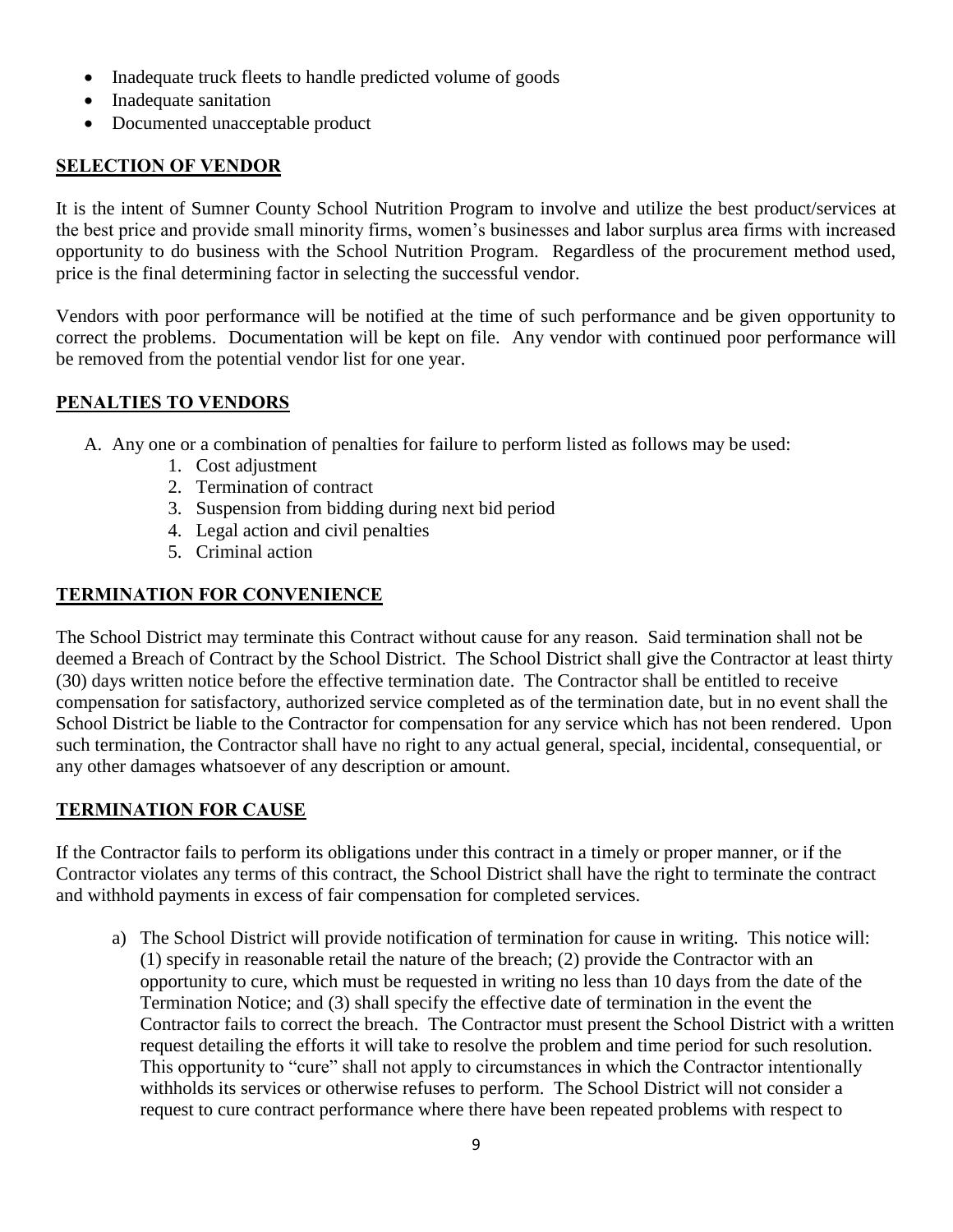- Inadequate truck fleets to handle predicted volume of goods
- Inadequate sanitation
- Documented unacceptable product

## SELECTION OF VENDOR

It is the intent of Sumner County School Nutrition Program to involve and utilize the best product/services at the best price and provide small minority firms, women's businesses and labor surplus area firms with increased opportunity to do business with the School Nutrition Program. Regardless of the procurement method used, price is the final determining factor in selecting the successful vendor.

Vendors with poor performance will be notified at the time of such performance and be given opportunity to correct the problems. Documentation will be kept on file. Any vendor with continued poor performance will be removed from the potential vendor list for one year.

## PENALTIES TO VENDORS

A. Any one or a combination of penalties for failure to perform listed as follows may be used:
   1. Cost adjustment
   2. Termination of contract
   3. Suspension from bidding during next bid period
   4. Legal action and civil penalties
   5. Criminal action

## TERMINATION FOR CONVENIENCE

The School District may terminate this Contract without cause for any reason. Said termination shall not be deemed a Breach of Contract by the School District. The School District shall give the Contractor at least thirty (30) days written notice before the effective termination date. The Contractor shall be entitled to receive compensation for satisfactory, authorized service completed as of the termination date, but in no event shall the School District be liable to the Contractor for compensation for any service which has not been rendered. Upon such termination, the Contractor shall have no right to any actual general, special, incidental, consequential, or any other damages whatsoever of any description or amount.

## TERMINATION FOR CAUSE

If the Contractor fails to perform its obligations under this contract in a timely or proper manner, or if the Contractor violates any terms of this contract, the School District shall have the right to terminate the contract and withhold payments in excess of fair compensation for completed services.

a) The School District will provide notification of termination for cause in writing. This notice will: (1) specify in reasonable retail the nature of the breach; (2) provide the Contractor with an opportunity to cure, which must be requested in writing no less than 10 days from the date of the Termination Notice; and (3) shall specify the effective date of termination in the event the Contractor fails to correct the breach. The Contractor must present the School District with a written request detailing the efforts it will take to resolve the problem and time period for such resolution. This opportunity to "cure" shall not apply to circumstances in which the Contractor intentionally withholds its services or otherwise refuses to perform. The School District will not consider a request to cure contract performance where there have been repeated problems with respect to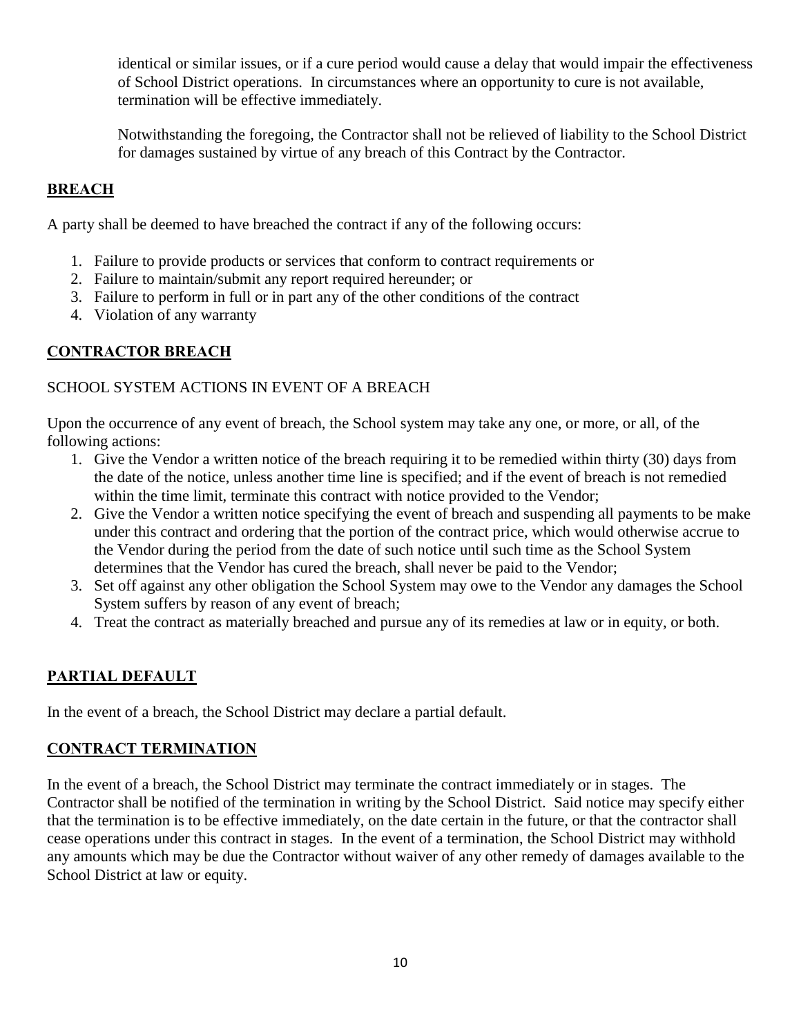identical or similar issues, or if a cure period would cause a delay that would impair the effectiveness of School District operations. In circumstances where an opportunity to cure is not available, termination will be effective immediately.

Notwithstanding the foregoing, the Contractor shall not be relieved of liability to the School District for damages sustained by virtue of any breach of this Contract by the Contractor.

## **BREACH**

A party shall be deemed to have breached the contract if any of the following occurs:

1. Failure to provide products or services that conform to contract requirements or
2. Failure to maintain/submit any report required hereunder; or
3. Failure to perform in full or in part any of the other conditions of the contract
4. Violation of any warranty

## **CONTRACTOR BREACH**

### SCHOOL SYSTEM ACTIONS IN EVENT OF A BREACH

Upon the occurrence of any event of breach, the School system may take any one, or more, or all, of the following actions:

1. Give the Vendor a written notice of the breach requiring it to be remedied within thirty (30) days from the date of the notice, unless another time line is specified; and if the event of breach is not remedied within the time limit, terminate this contract with notice provided to the Vendor;
2. Give the Vendor a written notice specifying the event of breach and suspending all payments to be make under this contract and ordering that the portion of the contract price, which would otherwise accrue to the Vendor during the period from the date of such notice until such time as the School System determines that the Vendor has cured the breach, shall never be paid to the Vendor;
3. Set off against any other obligation the School System may owe to the Vendor any damages the School System suffers by reason of any event of breach;
4. Treat the contract as materially breached and pursue any of its remedies at law or in equity, or both.

## **PARTIAL DEFAULT**

In the event of a breach, the School District may declare a partial default.

## **CONTRACT TERMINATION**

In the event of a breach, the School District may terminate the contract immediately or in stages. The Contractor shall be notified of the termination in writing by the School District. Said notice may specify either that the termination is to be effective immediately, on the date certain in the future, or that the contractor shall cease operations under this contract in stages. In the event of a termination, the School District may withhold any amounts which may be due the Contractor without waiver of any other remedy of damages available to the School District at law or equity.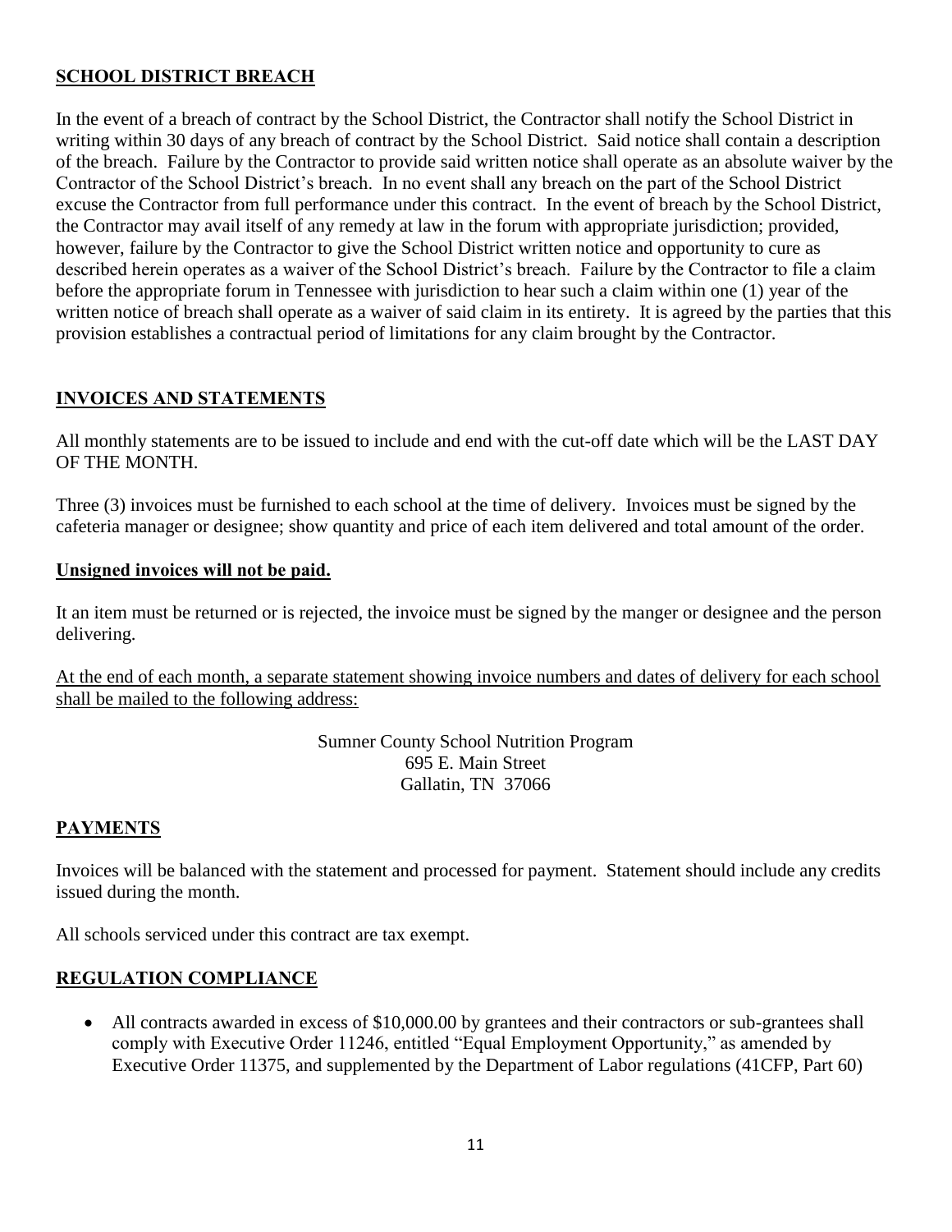## SCHOOL DISTRICT BREACH

In the event of a breach of contract by the School District, the Contractor shall notify the School District in writing within 30 days of any breach of contract by the School District. Said notice shall contain a description of the breach. Failure by the Contractor to provide said written notice shall operate as an absolute waiver by the Contractor of the School District's breach. In no event shall any breach on the part of the School District excuse the Contractor from full performance under this contract. In the event of breach by the School District, the Contractor may avail itself of any remedy at law in the forum with appropriate jurisdiction; provided, however, failure by the Contractor to give the School District written notice and opportunity to cure as described herein operates as a waiver of the School District's breach. Failure by the Contractor to file a claim before the appropriate forum in Tennessee with jurisdiction to hear such a claim within one (1) year of the written notice of breach shall operate as a waiver of said claim in its entirety. It is agreed by the parties that this provision establishes a contractual period of limitations for any claim brought by the Contractor.

## INVOICES AND STATEMENTS

All monthly statements are to be issued to include and end with the cut-off date which will be the LAST DAY OF THE MONTH.

Three (3) invoices must be furnished to each school at the time of delivery. Invoices must be signed by the cafeteria manager or designee; show quantity and price of each item delivered and total amount of the order.

**Unsigned invoices will not be paid.**

It an item must be returned or is rejected, the invoice must be signed by the manger or designee and the person delivering.

At the end of each month, a separate statement showing invoice numbers and dates of delivery for each school shall be mailed to the following address:

Sumner County School Nutrition Program
695 E. Main Street
Gallatin, TN 37066

## PAYMENTS

Invoices will be balanced with the statement and processed for payment. Statement should include any credits issued during the month.

All schools serviced under this contract are tax exempt.

## REGULATION COMPLIANCE

- All contracts awarded in excess of $10,000.00 by grantees and their contractors or sub-grantees shall comply with Executive Order 11246, entitled "Equal Employment Opportunity," as amended by Executive Order 11375, and supplemented by the Department of Labor regulations (41CFP, Part 60)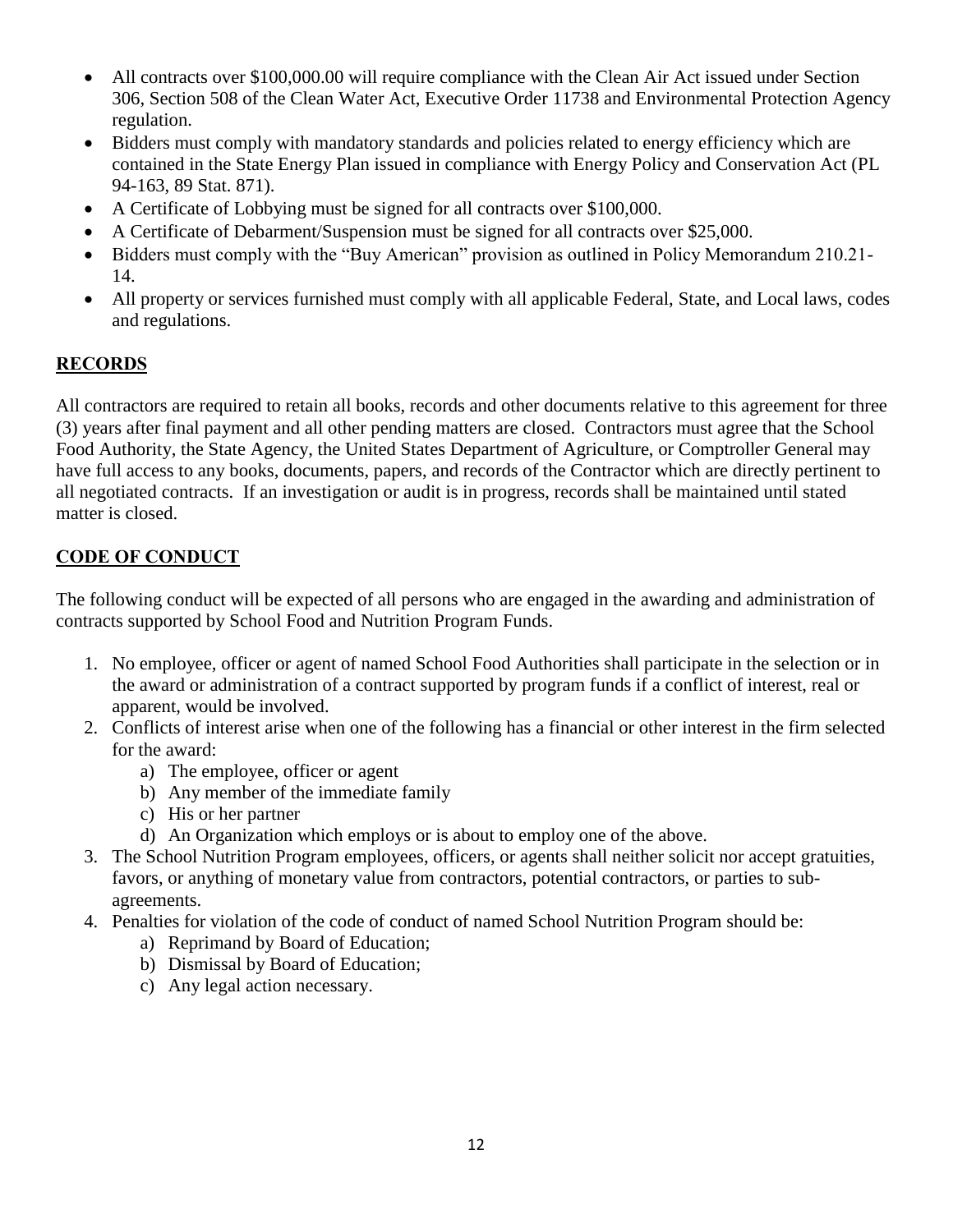- All contracts over $100,000.00 will require compliance with the Clean Air Act issued under Section 306, Section 508 of the Clean Water Act, Executive Order 11738 and Environmental Protection Agency regulation.
- Bidders must comply with mandatory standards and policies related to energy efficiency which are contained in the State Energy Plan issued in compliance with Energy Policy and Conservation Act (PL 94-163, 89 Stat. 871).
- A Certificate of Lobbying must be signed for all contracts over $100,000.
- A Certificate of Debarment/Suspension must be signed for all contracts over $25,000.
- Bidders must comply with the "Buy American" provision as outlined in Policy Memorandum 210.21-14.
- All property or services furnished must comply with all applicable Federal, State, and Local laws, codes and regulations.

## RECORDS

All contractors are required to retain all books, records and other documents relative to this agreement for three (3) years after final payment and all other pending matters are closed. Contractors must agree that the School Food Authority, the State Agency, the United States Department of Agriculture, or Comptroller General may have full access to any books, documents, papers, and records of the Contractor which are directly pertinent to all negotiated contracts. If an investigation or audit is in progress, records shall be maintained until stated matter is closed.

## CODE OF CONDUCT

The following conduct will be expected of all persons who are engaged in the awarding and administration of contracts supported by School Food and Nutrition Program Funds.

1. No employee, officer or agent of named School Food Authorities shall participate in the selection or in the award or administration of a contract supported by program funds if a conflict of interest, real or apparent, would be involved.
2. Conflicts of interest arise when one of the following has a financial or other interest in the firm selected for the award:
   a) The employee, officer or agent
   b) Any member of the immediate family
   c) His or her partner
   d) An Organization which employs or is about to employ one of the above.
3. The School Nutrition Program employees, officers, or agents shall neither solicit nor accept gratuities, favors, or anything of monetary value from contractors, potential contractors, or parties to sub-agreements.
4. Penalties for violation of the code of conduct of named School Nutrition Program should be:
   a) Reprimand by Board of Education;
   b) Dismissal by Board of Education;
   c) Any legal action necessary.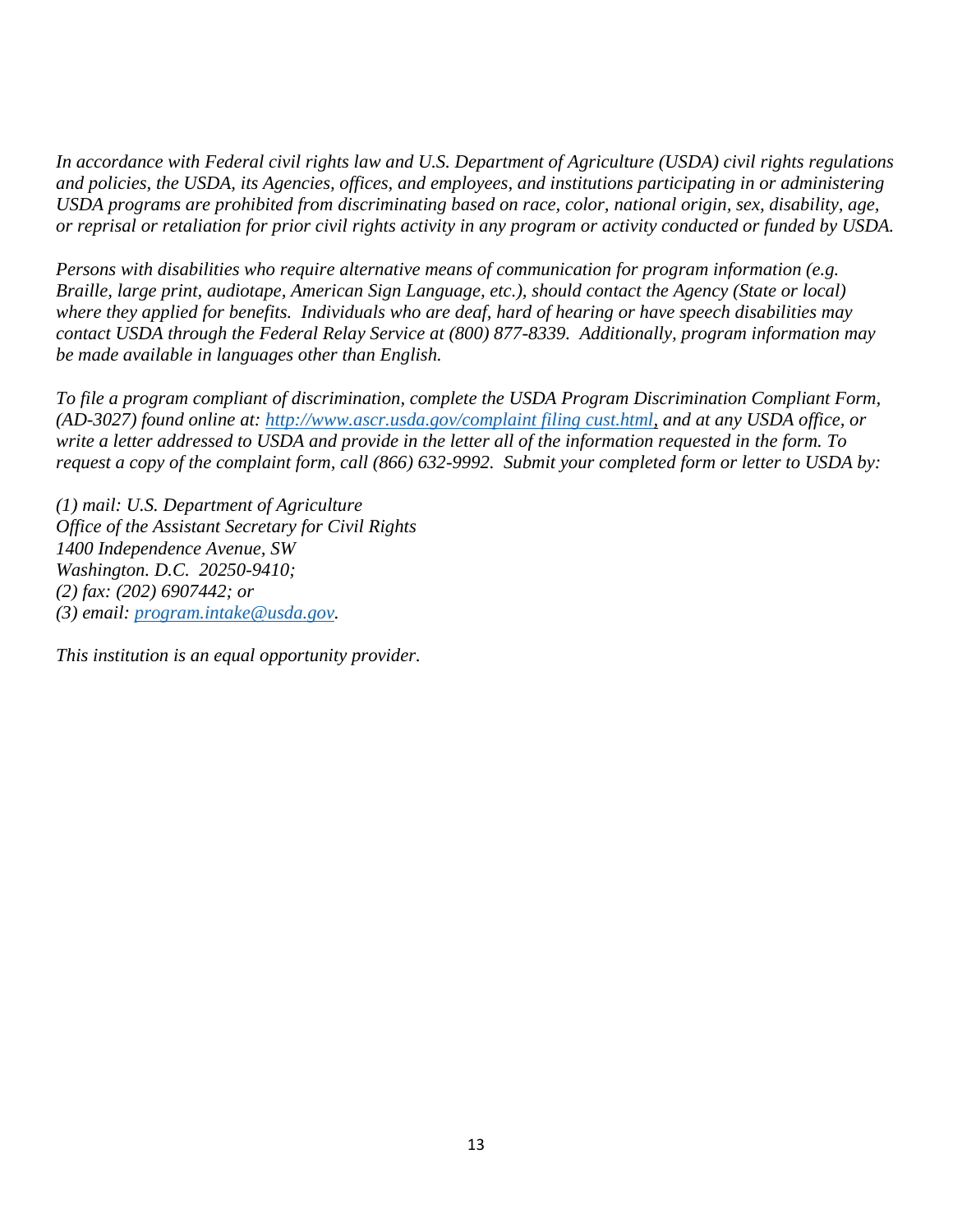*In accordance with Federal civil rights law and U.S. Department of Agriculture (USDA) civil rights regulations and policies, the USDA, its Agencies, offices, and employees, and institutions participating in or administering USDA programs are prohibited from discriminating based on race, color, national origin, sex, disability, age, or reprisal or retaliation for prior civil rights activity in any program or activity conducted or funded by USDA.*

*Persons with disabilities who require alternative means of communication for program information (e.g. Braille, large print, audiotape, American Sign Language, etc.), should contact the Agency (State or local) where they applied for benefits. Individuals who are deaf, hard of hearing or have speech disabilities may contact USDA through the Federal Relay Service at (800) 877-8339. Additionally, program information may be made available in languages other than English.*

*To file a program compliant of discrimination, complete the USDA Program Discrimination Compliant Form, (AD-3027) found online at: [http://www.ascr.usda.gov/complaint filing cust.html](http://www.ascr.usda.gov/complaint_filing_cust.html), and at any USDA office, or write a letter addressed to USDA and provide in the letter all of the information requested in the form. To request a copy of the complaint form, call (866) 632-9992. Submit your completed form or letter to USDA by:*

*(1) mail: U.S. Department of Agriculture*
*Office of the Assistant Secretary for Civil Rights*
*1400 Independence Avenue, SW*
*Washington. D.C. 20250-9410;*
*(2) fax: (202) 6907442; or*
*(3) email: [program.intake@usda.gov](mailto:program.intake@usda.gov).*

*This institution is an equal opportunity provider.*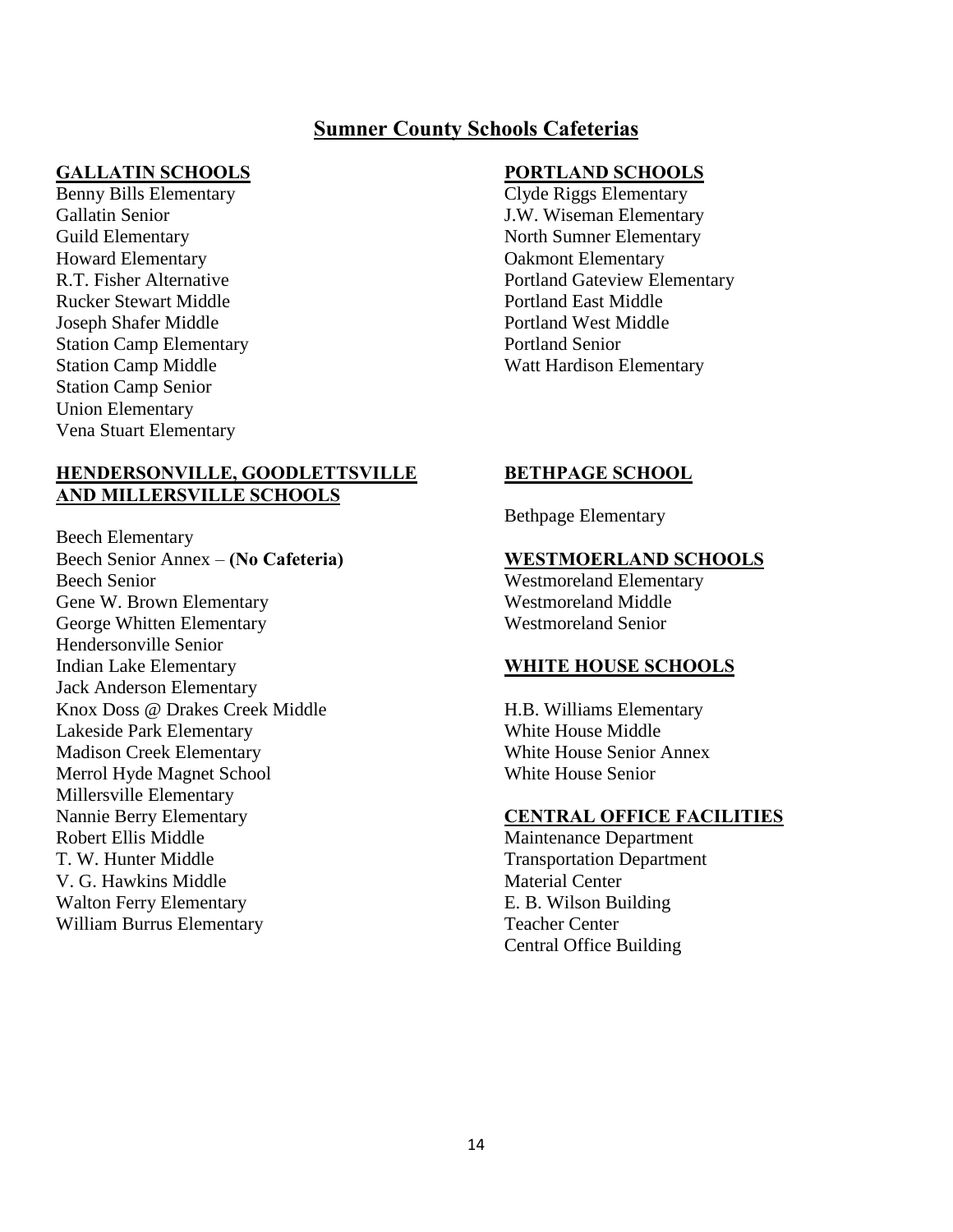# Sumner County Schools Cafeterias

## GALLATIN SCHOOLS

Benny Bills Elementary
Gallatin Senior
Guild Elementary
Howard Elementary
R.T. Fisher Alternative
Rucker Stewart Middle
Joseph Shafer Middle
Station Camp Elementary
Station Camp Middle
Station Camp Senior
Union Elementary
Vena Stuart Elementary

## HENDERSONVILLE, GOODLETTSVILLE AND MILLERSVILLE SCHOOLS

Beech Elementary
Beech Senior Annex – **(No Cafeteria)**
Beech Senior
Gene W. Brown Elementary
George Whitten Elementary
Hendersonville Senior
Indian Lake Elementary
Jack Anderson Elementary
Knox Doss @ Drakes Creek Middle
Lakeside Park Elementary
Madison Creek Elementary
Merrol Hyde Magnet School
Millersville Elementary
Nannie Berry Elementary
Robert Ellis Middle
T. W. Hunter Middle
V. G. Hawkins Middle
Walton Ferry Elementary
William Burrus Elementary

## PORTLAND SCHOOLS

Clyde Riggs Elementary
J.W. Wiseman Elementary
North Sumner Elementary
Oakmont Elementary
Portland Gateview Elementary
Portland East Middle
Portland West Middle
Portland Senior
Watt Hardison Elementary

## BETHPAGE SCHOOL

Bethpage Elementary

## WESTMOERLAND SCHOOLS

Westmoreland Elementary
Westmoreland Middle
Westmoreland Senior

## WHITE HOUSE SCHOOLS

H.B. Williams Elementary
White House Middle
White House Senior Annex
White House Senior

## CENTRAL OFFICE FACILITIES

Maintenance Department
Transportation Department
Material Center
E. B. Wilson Building
Teacher Center
Central Office Building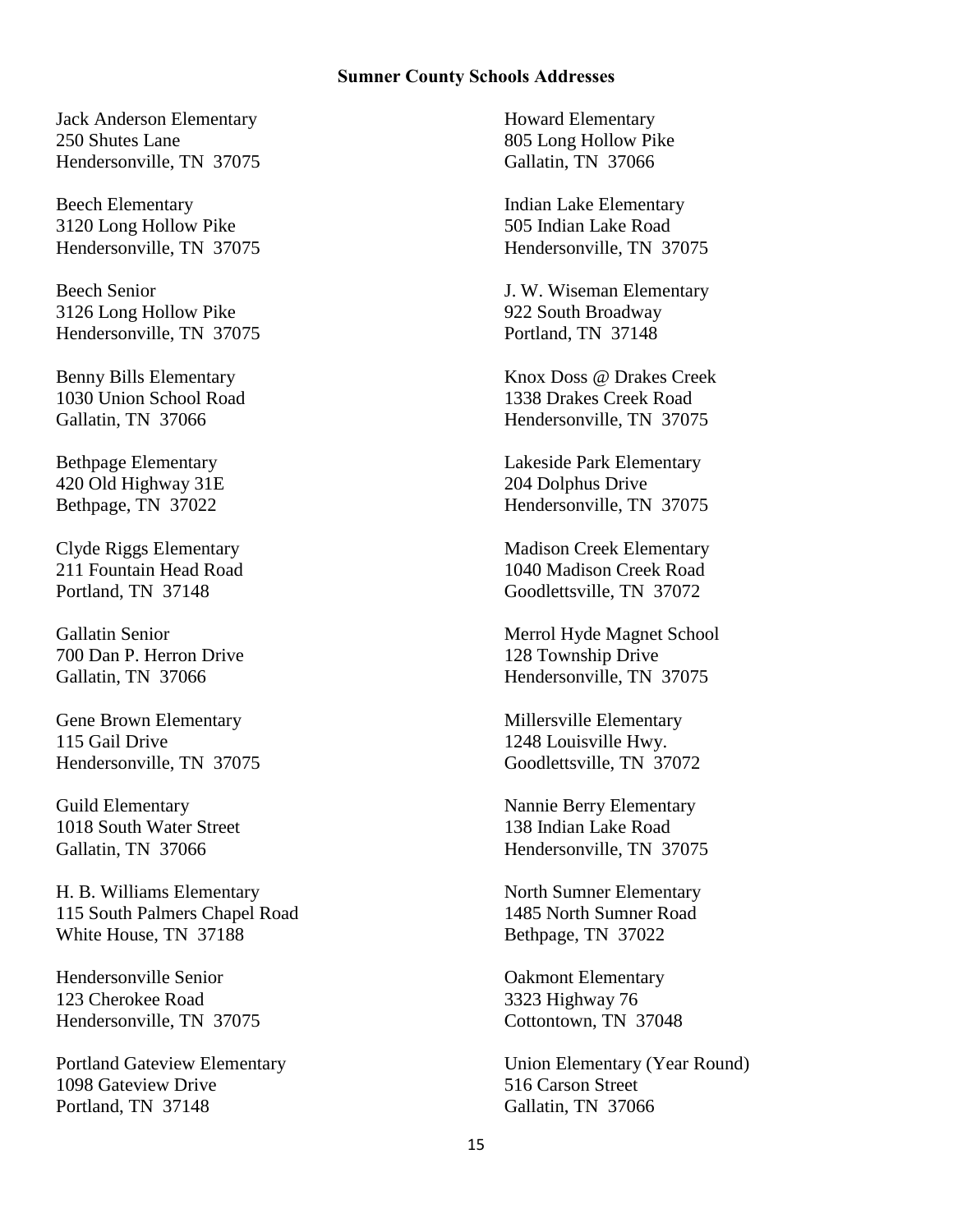**Sumner County Schools Addresses**

Jack Anderson Elementary
250 Shutes Lane
Hendersonville, TN 37075

Beech Elementary
3120 Long Hollow Pike
Hendersonville, TN 37075

Beech Senior
3126 Long Hollow Pike
Hendersonville, TN 37075

Benny Bills Elementary
1030 Union School Road
Gallatin, TN 37066

Bethpage Elementary
420 Old Highway 31E
Bethpage, TN 37022

Clyde Riggs Elementary
211 Fountain Head Road
Portland, TN 37148

Gallatin Senior
700 Dan P. Herron Drive
Gallatin, TN 37066

Gene Brown Elementary
115 Gail Drive
Hendersonville, TN 37075

Guild Elementary
1018 South Water Street
Gallatin, TN 37066

H. B. Williams Elementary
115 South Palmers Chapel Road
White House, TN 37188

Hendersonville Senior
123 Cherokee Road
Hendersonville, TN 37075

Portland Gateview Elementary
1098 Gateview Drive
Portland, TN 37148

Howard Elementary
805 Long Hollow Pike
Gallatin, TN 37066

Indian Lake Elementary
505 Indian Lake Road
Hendersonville, TN 37075

J. W. Wiseman Elementary
922 South Broadway
Portland, TN 37148

Knox Doss @ Drakes Creek
1338 Drakes Creek Road
Hendersonville, TN 37075

Lakeside Park Elementary
204 Dolphus Drive
Hendersonville, TN 37075

Madison Creek Elementary
1040 Madison Creek Road
Goodlettsville, TN 37072

Merrol Hyde Magnet School
128 Township Drive
Hendersonville, TN 37075

Millersville Elementary
1248 Louisville Hwy.
Goodlettsville, TN 37072

Nannie Berry Elementary
138 Indian Lake Road
Hendersonville, TN 37075

North Sumner Elementary
1485 North Sumner Road
Bethpage, TN 37022

Oakmont Elementary
3323 Highway 76
Cottontown, TN 37048

Union Elementary (Year Round)
516 Carson Street
Gallatin, TN 37066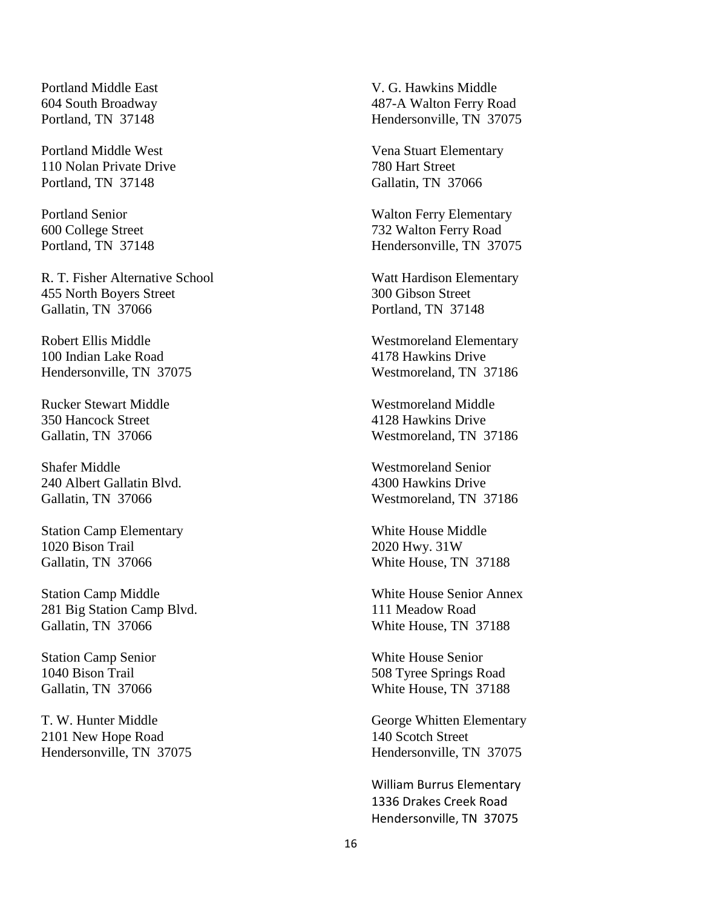Portland Middle East
604 South Broadway
Portland, TN 37148

Portland Middle West
110 Nolan Private Drive
Portland, TN 37148

Portland Senior
600 College Street
Portland, TN 37148

R. T. Fisher Alternative School
455 North Boyers Street
Gallatin, TN 37066

Robert Ellis Middle
100 Indian Lake Road
Hendersonville, TN 37075

Rucker Stewart Middle
350 Hancock Street
Gallatin, TN 37066

Shafer Middle
240 Albert Gallatin Blvd.
Gallatin, TN 37066

Station Camp Elementary
1020 Bison Trail
Gallatin, TN 37066

Station Camp Middle
281 Big Station Camp Blvd.
Gallatin, TN 37066

Station Camp Senior
1040 Bison Trail
Gallatin, TN 37066

T. W. Hunter Middle
2101 New Hope Road
Hendersonville, TN 37075

V. G. Hawkins Middle
487-A Walton Ferry Road
Hendersonville, TN 37075

Vena Stuart Elementary
780 Hart Street
Gallatin, TN 37066

Walton Ferry Elementary
732 Walton Ferry Road
Hendersonville, TN 37075

Watt Hardison Elementary
300 Gibson Street
Portland, TN 37148

Westmoreland Elementary
4178 Hawkins Drive
Westmoreland, TN 37186

Westmoreland Middle
4128 Hawkins Drive
Westmoreland, TN 37186

Westmoreland Senior
4300 Hawkins Drive
Westmoreland, TN 37186

White House Middle
2020 Hwy. 31W
White House, TN 37188

White House Senior Annex
111 Meadow Road
White House, TN 37188

White House Senior
508 Tyree Springs Road
White House, TN 37188

George Whitten Elementary
140 Scotch Street
Hendersonville, TN 37075

William Burrus Elementary
1336 Drakes Creek Road
Hendersonville, TN 37075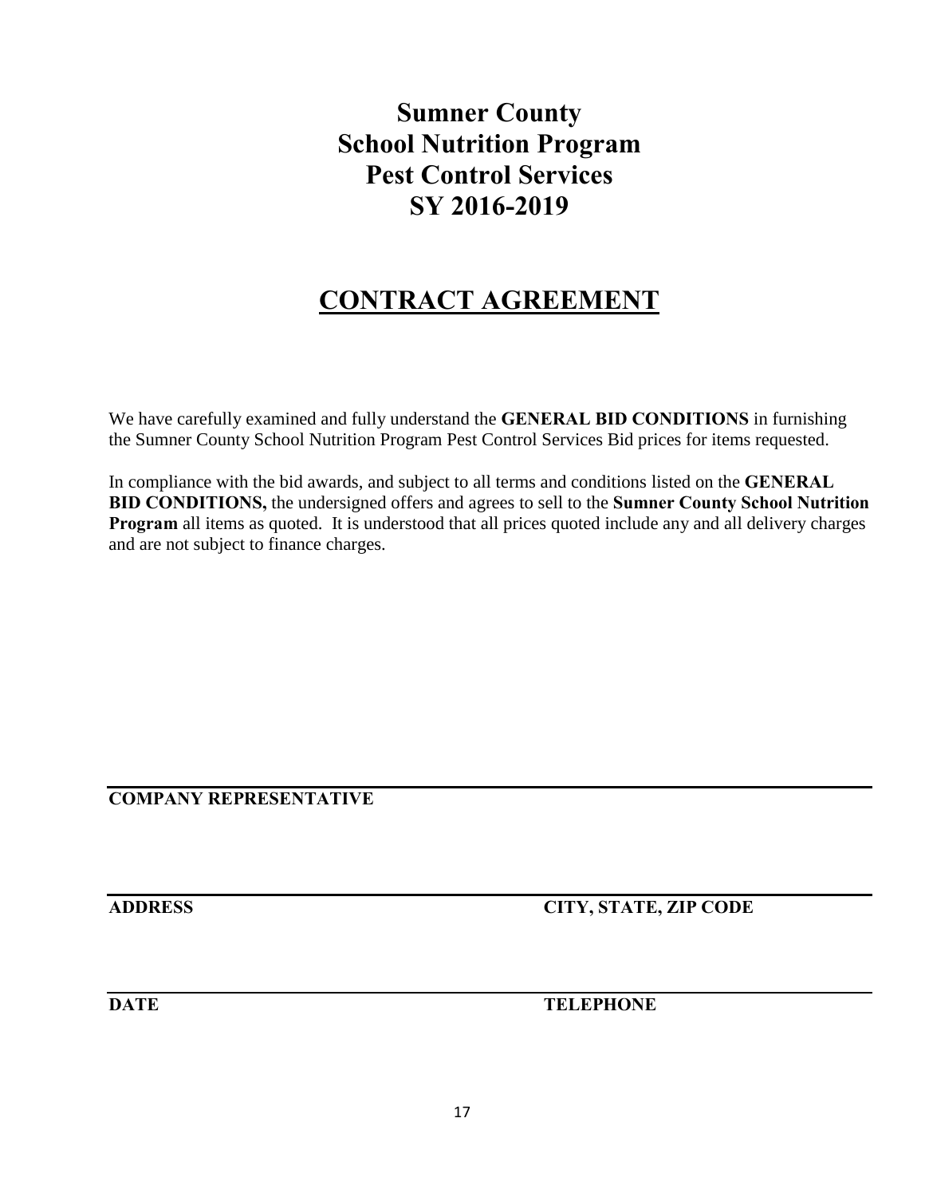# Sumner County School Nutrition Program Pest Control Services SY 2016-2019

## CONTRACT AGREEMENT

We have carefully examined and fully understand the **GENERAL BID CONDITIONS** in furnishing the Sumner County School Nutrition Program Pest Control Services Bid prices for items requested.

In compliance with the bid awards, and subject to all terms and conditions listed on the **GENERAL BID CONDITIONS,** the undersigned offers and agrees to sell to the **Sumner County School Nutrition Program** all items as quoted. It is understood that all prices quoted include any and all delivery charges and are not subject to finance charges.

______________________________________________

**COMPANY REPRESENTATIVE**

______________________________________________

**ADDRESS** **CITY, STATE, ZIP CODE**

______________________________________________

**DATE** **TELEPHONE**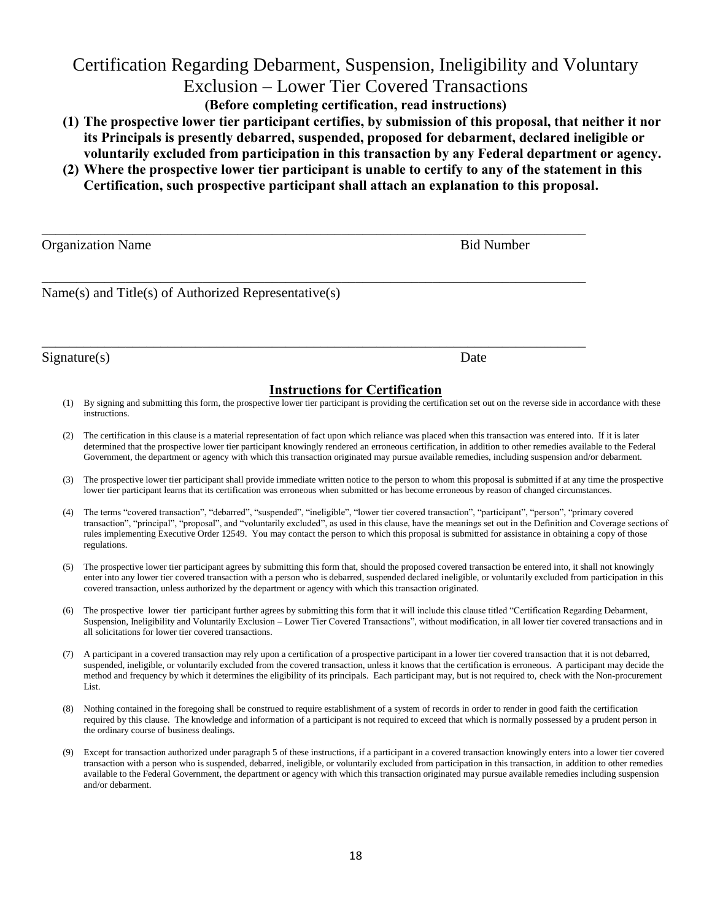# Certification Regarding Debarment, Suspension, Ineligibility and Voluntary Exclusion – Lower Tier Covered Transactions

**(Before completing certification, read instructions)**

**(1) The prospective lower tier participant certifies, by submission of this proposal, that neither it nor its Principals is presently debarred, suspended, proposed for debarment, declared ineligible or voluntarily excluded from participation in this transaction by any Federal department or agency.**

**(2) Where the prospective lower tier participant is unable to certify to any of the statement in this Certification, such prospective participant shall attach an explanation to this proposal.**

______________________________________________________________________________

Organization Name                                                                                Bid Number

______________________________________________________________________________

Name(s) and Title(s) of Authorized Representative(s)

______________________________________________________________________________

Signature(s)                                                                                      Date

## Instructions for Certification

(1) By signing and submitting this form, the prospective lower tier participant is providing the certification set out on the reverse side in accordance with these instructions.

(2) The certification in this clause is a material representation of fact upon which reliance was placed when this transaction was entered into. If it is later determined that the prospective lower tier participant knowingly rendered an erroneous certification, in addition to other remedies available to the Federal Government, the department or agency with which this transaction originated may pursue available remedies, including suspension and/or debarment.

(3) The prospective lower tier participant shall provide immediate written notice to the person to whom this proposal is submitted if at any time the prospective lower tier participant learns that its certification was erroneous when submitted or has become erroneous by reason of changed circumstances.

(4) The terms "covered transaction", "debarred", "suspended", "ineligible", "lower tier covered transaction", "participant", "person", "primary covered transaction", "principal", "proposal", and "voluntarily excluded", as used in this clause, have the meanings set out in the Definition and Coverage sections of rules implementing Executive Order 12549. You may contact the person to which this proposal is submitted for assistance in obtaining a copy of those regulations.

(5) The prospective lower tier participant agrees by submitting this form that, should the proposed covered transaction be entered into, it shall not knowingly enter into any lower tier covered transaction with a person who is debarred, suspended declared ineligible, or voluntarily excluded from participation in this covered transaction, unless authorized by the department or agency with which this transaction originated.

(6) The prospective lower tier participant further agrees by submitting this form that it will include this clause titled "Certification Regarding Debarment, Suspension, Ineligibility and Voluntarily Exclusion – Lower Tier Covered Transactions", without modification, in all lower tier covered transactions and in all solicitations for lower tier covered transactions.

(7) A participant in a covered transaction may rely upon a certification of a prospective participant in a lower tier covered transaction that it is not debarred, suspended, ineligible, or voluntarily excluded from the covered transaction, unless it knows that the certification is erroneous. A participant may decide the method and frequency by which it determines the eligibility of its principals. Each participant may, but is not required to, check with the Non-procurement List.

(8) Nothing contained in the foregoing shall be construed to require establishment of a system of records in order to render in good faith the certification required by this clause. The knowledge and information of a participant is not required to exceed that which is normally possessed by a prudent person in the ordinary course of business dealings.

(9) Except for transaction authorized under paragraph 5 of these instructions, if a participant in a covered transaction knowingly enters into a lower tier covered transaction with a person who is suspended, debarred, ineligible, or voluntarily excluded from participation in this transaction, in addition to other remedies available to the Federal Government, the department or agency with which this transaction originated may pursue available remedies including suspension and/or debarment.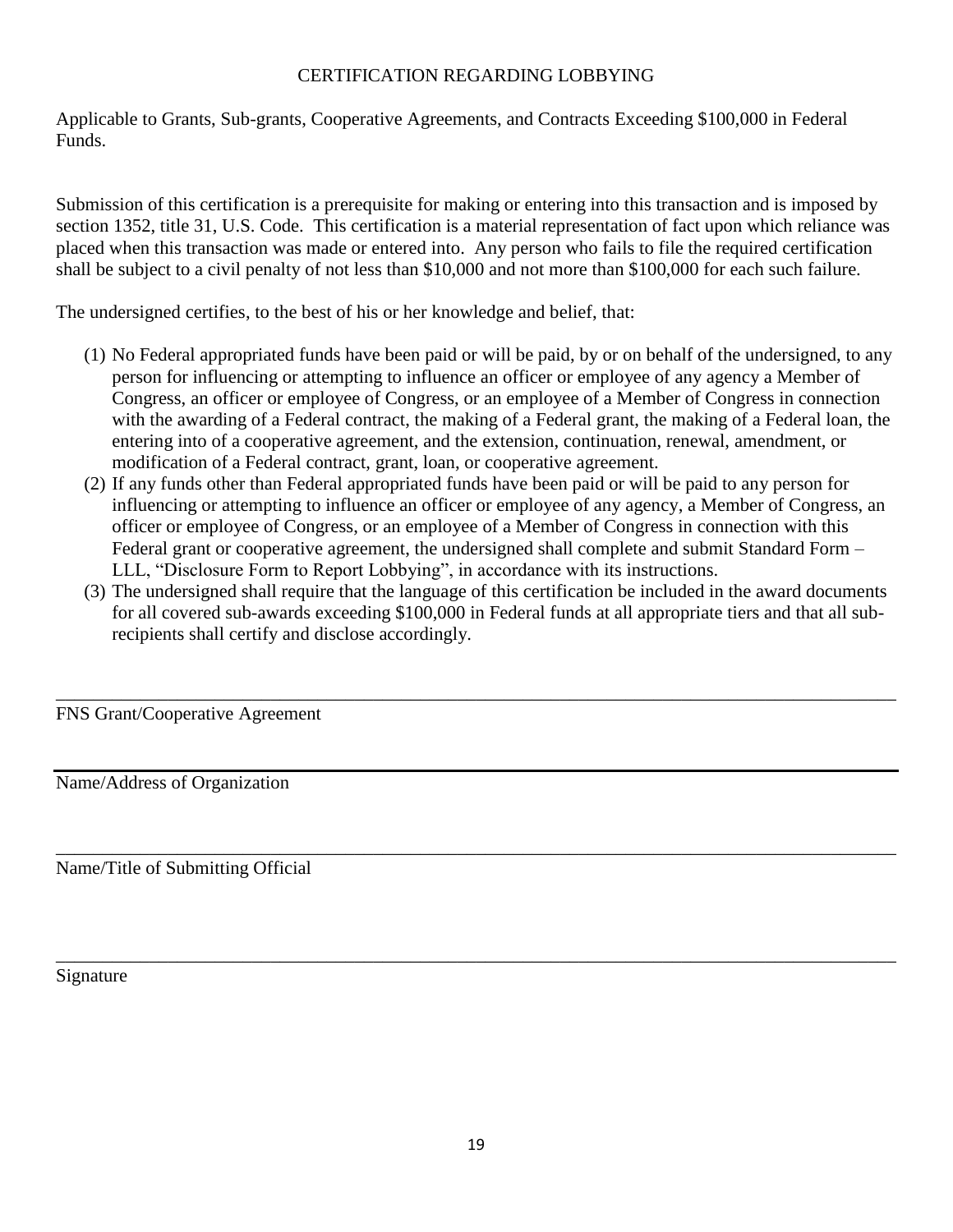# CERTIFICATION REGARDING LOBBYING

Applicable to Grants, Sub-grants, Cooperative Agreements, and Contracts Exceeding $100,000 in Federal Funds.

Submission of this certification is a prerequisite for making or entering into this transaction and is imposed by section 1352, title 31, U.S. Code. This certification is a material representation of fact upon which reliance was placed when this transaction was made or entered into. Any person who fails to file the required certification shall be subject to a civil penalty of not less than $10,000 and not more than $100,000 for each such failure.

The undersigned certifies, to the best of his or her knowledge and belief, that:

(1) No Federal appropriated funds have been paid or will be paid, by or on behalf of the undersigned, to any person for influencing or attempting to influence an officer or employee of any agency a Member of Congress, an officer or employee of Congress, or an employee of a Member of Congress in connection with the awarding of a Federal contract, the making of a Federal grant, the making of a Federal loan, the entering into of a cooperative agreement, and the extension, continuation, renewal, amendment, or modification of a Federal contract, grant, loan, or cooperative agreement.

(2) If any funds other than Federal appropriated funds have been paid or will be paid to any person for influencing or attempting to influence an officer or employee of any agency, a Member of Congress, an officer or employee of Congress, or an employee of a Member of Congress in connection with this Federal grant or cooperative agreement, the undersigned shall complete and submit Standard Form – LLL, "Disclosure Form to Report Lobbying", in accordance with its instructions.

(3) The undersigned shall require that the language of this certification be included in the award documents for all covered sub-awards exceeding $100,000 in Federal funds at all appropriate tiers and that all sub-recipients shall certify and disclose accordingly.

\_\_\_\_\_\_\_\_\_\_\_\_\_\_\_\_\_\_\_\_\_\_\_\_\_\_\_\_\_\_\_\_\_\_\_\_\_\_\_\_\_\_\_\_\_\_\_\_\_\_\_\_\_\_\_\_\_\_\_\_

FNS Grant/Cooperative Agreement

\_\_\_\_\_\_\_\_\_\_\_\_\_\_\_\_\_\_\_\_\_\_\_\_\_\_\_\_\_\_\_\_\_\_\_\_\_\_\_\_\_\_\_\_\_\_\_\_\_\_\_\_\_\_\_\_\_\_\_\_

Name/Address of Organization

\_\_\_\_\_\_\_\_\_\_\_\_\_\_\_\_\_\_\_\_\_\_\_\_\_\_\_\_\_\_\_\_\_\_\_\_\_\_\_\_\_\_\_\_\_\_\_\_\_\_\_\_\_\_\_\_\_\_\_\_

Name/Title of Submitting Official

\_\_\_\_\_\_\_\_\_\_\_\_\_\_\_\_\_\_\_\_\_\_\_\_\_\_\_\_\_\_\_\_\_\_\_\_\_\_\_\_\_\_\_\_\_\_\_\_\_\_\_\_\_\_\_\_\_\_\_\_

Signature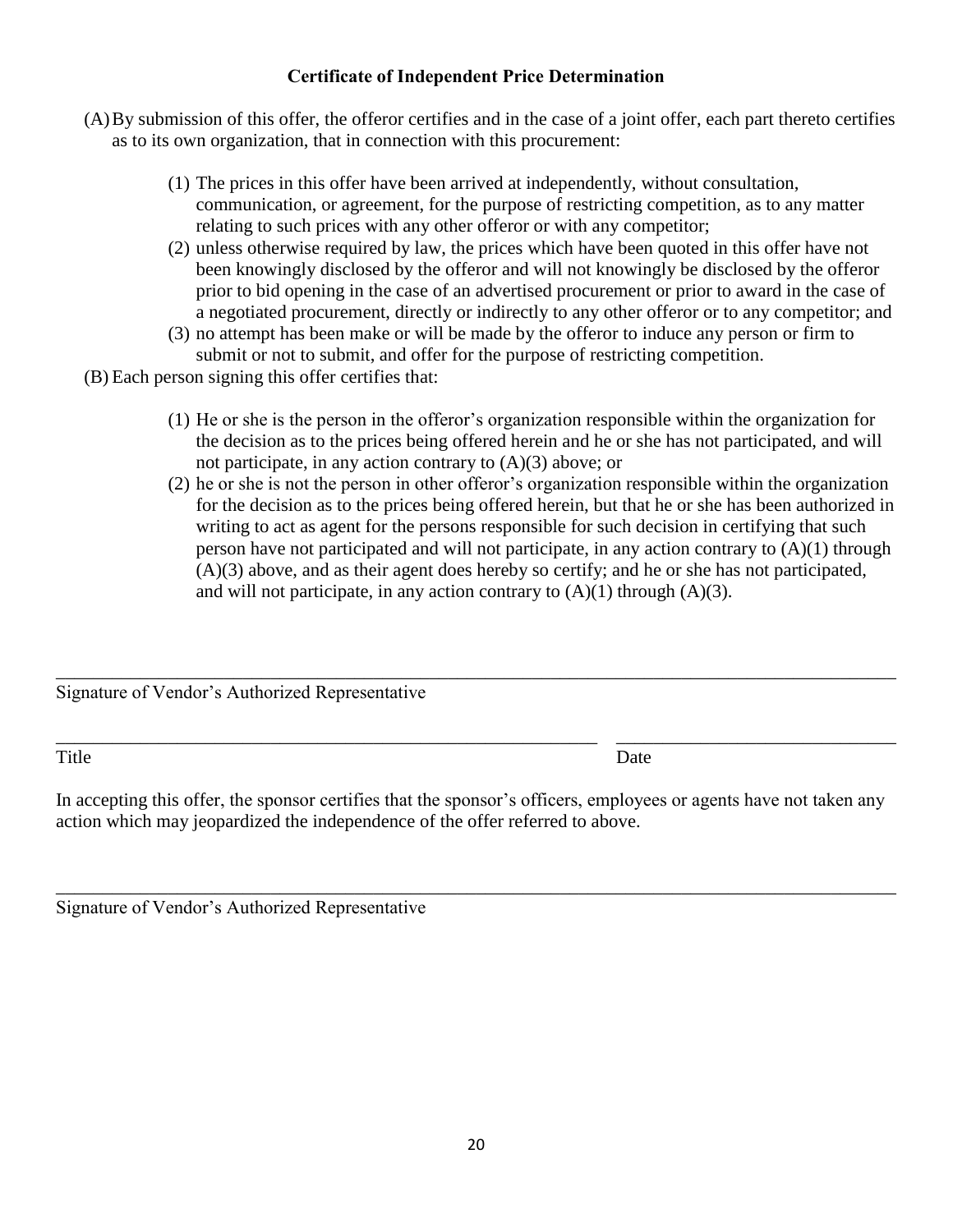**Certificate of Independent Price Determination**

(A) By submission of this offer, the offeror certifies and in the case of a joint offer, each part thereto certifies as to its own organization, that in connection with this procurement:

(1) The prices in this offer have been arrived at independently, without consultation, communication, or agreement, for the purpose of restricting competition, as to any matter relating to such prices with any other offeror or with any competitor;
(2) unless otherwise required by law, the prices which have been quoted in this offer have not been knowingly disclosed by the offeror and will not knowingly be disclosed by the offeror prior to bid opening in the case of an advertised procurement or prior to award in the case of a negotiated procurement, directly or indirectly to any other offeror or to any competitor; and
(3) no attempt has been make or will be made by the offeror to induce any person or firm to submit or not to submit, and offer for the purpose of restricting competition.

(B) Each person signing this offer certifies that:

(1) He or she is the person in the offeror's organization responsible within the organization for the decision as to the prices being offered herein and he or she has not participated, and will not participate, in any action contrary to (A)(3) above; or
(2) he or she is not the person in other offeror's organization responsible within the organization for the decision as to the prices being offered herein, but that he or she has been authorized in writing to act as agent for the persons responsible for such decision in certifying that such person have not participated and will not participate, in any action contrary to (A)(1) through (A)(3) above, and as their agent does hereby so certify; and he or she has not participated, and will not participate, in any action contrary to (A)(1) through (A)(3).

______________________________________________________________________________

Signature of Vendor's Authorized Representative

______________________________________________ ______________________

Title Date

In accepting this offer, the sponsor certifies that the sponsor's officers, employees or agents have not taken any action which may jeopardized the independence of the offer referred to above.

______________________________________________________________________________

Signature of Vendor's Authorized Representative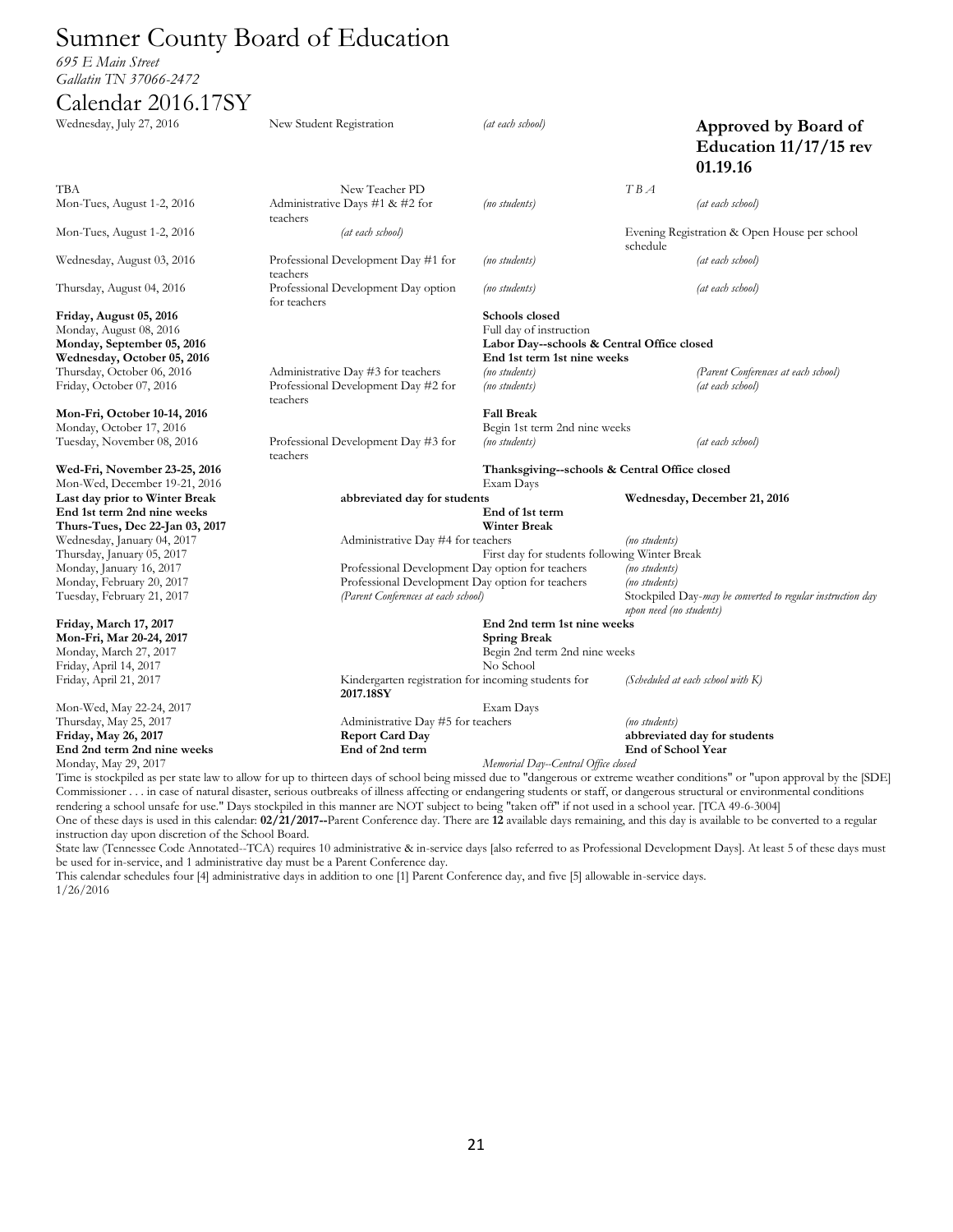# Sumner County Board of Education

*695 E Main Street*
*Gallatin TN 37066-2472*

## Calendar 2016.17SY

**Approved by Board of Education 11/17/15 rev 01.19.16**

| Date | Event | | |
|---|---|---|---|
| Wednesday, July 27, 2016 | New Student Registration | *(at each school)* | |
| TBA | New Teacher PD | | *T B A* |
| Mon-Tues, August 1-2, 2016 | Administrative Days #1 & #2 for teachers | *(no students)* | *(at each school)* |
| Mon-Tues, August 1-2, 2016 | *(at each school)* | | Evening Registration & Open House per school schedule |
| Wednesday, August 03, 2016 | Professional Development Day #1 for teachers | *(no students)* | *(at each school)* |
| Thursday, August 04, 2016 | Professional Development Day option for teachers | *(no students)* | *(at each school)* |
| **Friday, August 05, 2016** | | **Schools closed** | |
| Monday, August 08, 2016 | | Full day of instruction | |
| **Monday, September 05, 2016** | | **Labor Day--schools & Central Office closed** | |
| **Wednesday, October 05, 2016** | | **End 1st term 1st nine weeks** | |
| Thursday, October 06, 2016 | Administrative Day #3 for teachers | *(no students)* | *(Parent Conferences at each school)* |
| Friday, October 07, 2016 | Professional Development Day #2 for teachers | *(no students)* | *(at each school)* |
| **Mon-Fri, October 10-14, 2016** | | **Fall Break** | |
| Monday, October 17, 2016 | | Begin 1st term 2nd nine weeks | |
| Tuesday, November 08, 2016 | Professional Development Day #3 for teachers | *(no students)* | *(at each school)* |
| **Wed-Fri, November 23-25, 2016** | | **Thanksgiving--schools & Central Office closed** | |
| Mon-Wed, December 19-21, 2016 | | Exam Days | |
| **Last day prior to Winter Break** | **abbreviated day for students** | | **Wednesday, December 21, 2016** |
| **End 1st term 2nd nine weeks** | | **End of 1st term** | |
| **Thurs-Tues, Dec 22-Jan 03, 2017** | | **Winter Break** | |
| Wednesday, January 04, 2017 | Administrative Day #4 for teachers | | *(no students)* |
| Thursday, January 05, 2017 | | First day for students following Winter Break | |
| Monday, January 16, 2017 | Professional Development Day option for teachers | | *(no students)* |
| Monday, February 20, 2017 | Professional Development Day option for teachers | | *(no students)* |
| Tuesday, February 21, 2017 | *(Parent Conferences at each school)* | | Stockpiled Day-*may be converted to regular instruction day upon need (no students)* |
| **Friday, March 17, 2017** | | **End 2nd term 1st nine weeks** | |
| **Mon-Fri, Mar 20-24, 2017** | | **Spring Break** | |
| Monday, March 27, 2017 | | Begin 2nd term 2nd nine weeks | |
| Friday, April 14, 2017 | | No School | |
| Friday, April 21, 2017 | Kindergarten registration for incoming students for **2017.18SY** | | *(Scheduled at each school with K)* |
| Mon-Wed, May 22-24, 2017 | | Exam Days | |
| Thursday, May 25, 2017 | Administrative Day #5 for teachers | | *(no students)* |
| **Friday, May 26, 2017** | **Report Card Day** | | **abbreviated day for students** |
| **End 2nd term 2nd nine weeks** | **End of 2nd term** | | **End of School Year** |
| Monday, May 29, 2017 | | *Memorial Day--Central Office closed* | |

Time is stockpiled as per state law to allow for up to thirteen days of school being missed due to "dangerous or extreme weather conditions" or "upon approval by the [SDE] Commissioner . . . in case of natural disaster, serious outbreaks of illness affecting or endangering students or staff, or dangerous structural or environmental conditions rendering a school unsafe for use." Days stockpiled in this manner are NOT subject to being "taken off" if not used in a school year. [TCA 49-6-3004]

One of these days is used in this calendar: **02/21/2017--**Parent Conference day. There are **12** available days remaining, and this day is available to be converted to a regular instruction day upon discretion of the School Board.

State law (Tennessee Code Annotated--TCA) requires 10 administrative & in-service days [also referred to as Professional Development Days]. At least 5 of these days must be used for in-service, and 1 administrative day must be a Parent Conference day.

This calendar schedules four [4] administrative days in addition to one [1] Parent Conference day, and five [5] allowable in-service days.

1/26/2016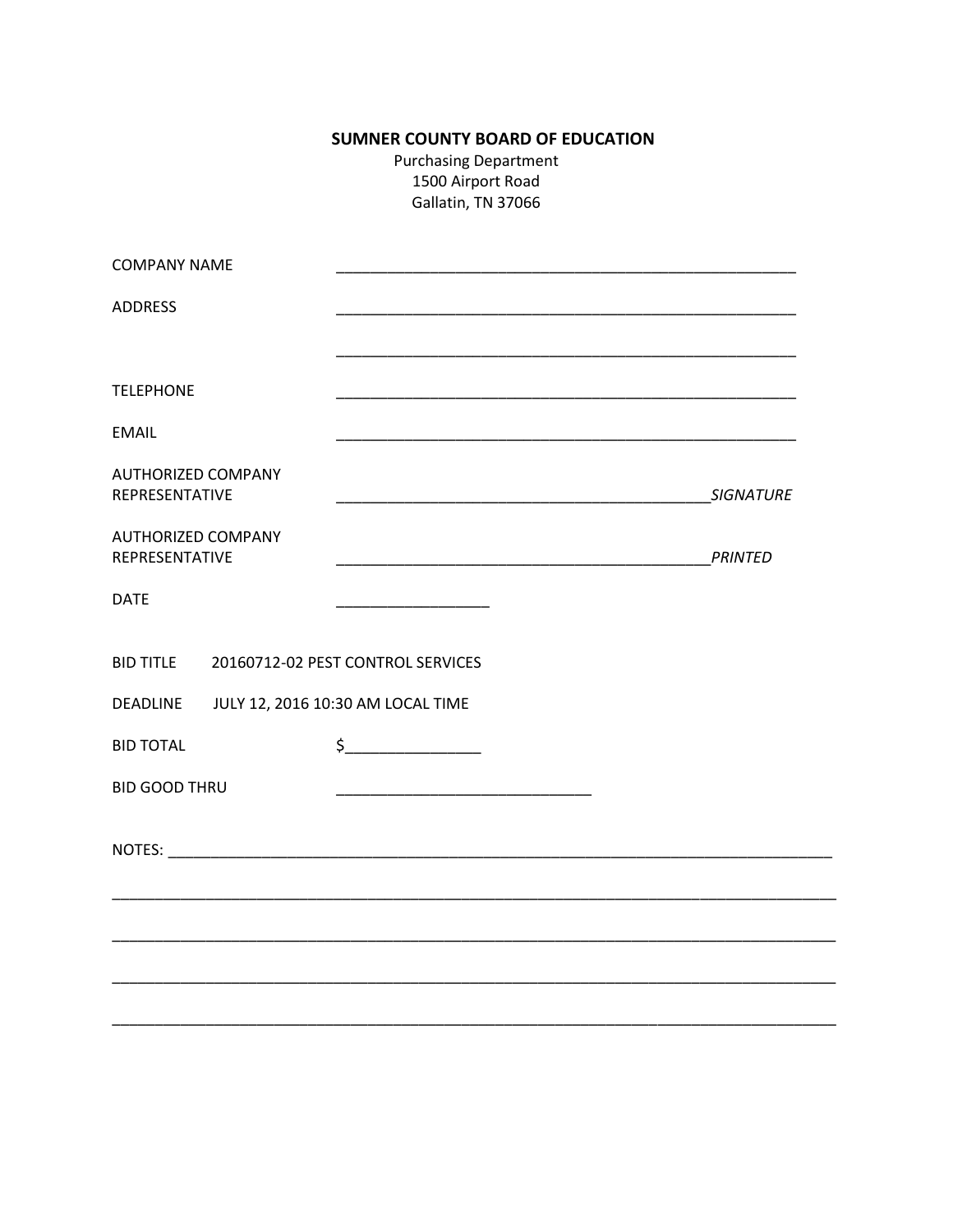**SUMNER COUNTY BOARD OF EDUCATION**

Purchasing Department
1500 Airport Road
Gallatin, TN 37066

COMPANY NAME _______________________________________________________

ADDRESS _______________________________________________________

_______________________________________________________

TELEPHONE _______________________________________________________

EMAIL _______________________________________________________

AUTHORIZED COMPANY REPRESENTATIVE ____________________________________________*SIGNATURE*

AUTHORIZED COMPANY REPRESENTATIVE ____________________________________________*PRINTED*

DATE __________________

BID TITLE 20160712-02 PEST CONTROL SERVICES

DEADLINE JULY 12, 2016 10:30 AM LOCAL TIME

BID TOTAL $________________

BID GOOD THRU ______________________________

NOTES: ______________________________________________________________________________

______________________________________________________________________________________

______________________________________________________________________________________

______________________________________________________________________________________

______________________________________________________________________________________